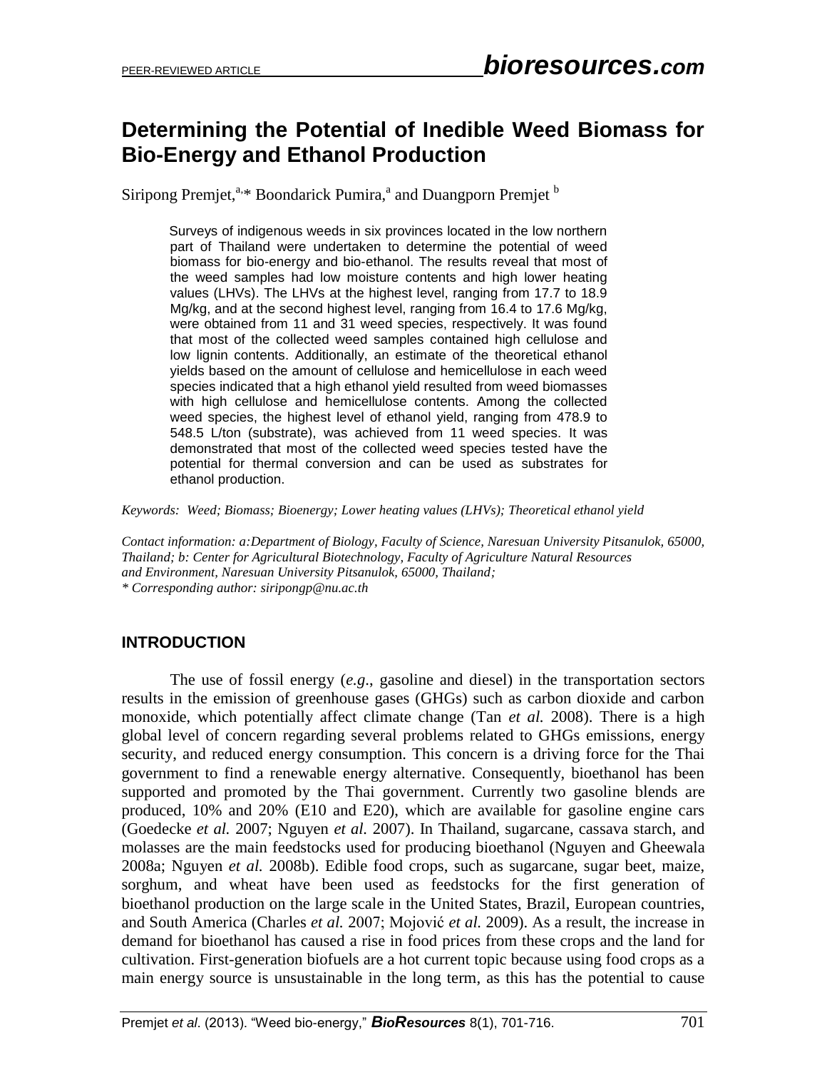# Determining the Potential of Inedible Weed Biomass for Bio-Energy and Ethanol Production

Siripong Premjet,[a,]* Boondarick Pumira,[a] and Duangporn Premjet [b]

> Surveys of indigenous weeds in six provinces located in the low northern part of Thailand were undertaken to determine the potential of weed biomass for bio-energy and bio-ethanol. The results reveal that most of the weed samples had low moisture contents and high lower heating values (LHVs). The LHVs at the highest level, ranging from 17.7 to 18.9 Mg/kg, and at the second highest level, ranging from 16.4 to 17.6 Mg/kg, were obtained from 11 and 31 weed species, respectively. It was found that most of the collected weed samples contained high cellulose and low lignin contents. Additionally, an estimate of the theoretical ethanol yields based on the amount of cellulose and hemicellulose in each weed species indicated that a high ethanol yield resulted from weed biomasses with high cellulose and hemicellulose contents. Among the collected weed species, the highest level of ethanol yield, ranging from 478.9 to 548.5 L/ton (substrate), was achieved from 11 weed species. It was demonstrated that most of the collected weed species tested have the potential for thermal conversion and can be used as substrates for ethanol production.

*Keywords: Weed; Biomass; Bioenergy; Lower heating values (LHVs); Theoretical ethanol yield*

*Contact information: a:Department of Biology, Faculty of Science, Naresuan University Pitsanulok, 65000, Thailand; b: Center for Agricultural Biotechnology, Faculty of Agriculture Natural Resources and Environment, Naresuan University Pitsanulok, 65000, Thailand;*
*\* Corresponding author: siripongp@nu.ac.th*

## INTRODUCTION

The use of fossil energy (*e.g.*, gasoline and diesel) in the transportation sectors results in the emission of greenhouse gases (GHGs) such as carbon dioxide and carbon monoxide, which potentially affect climate change (Tan *et al.* 2008). There is a high global level of concern regarding several problems related to GHGs emissions, energy security, and reduced energy consumption. This concern is a driving force for the Thai government to find a renewable energy alternative. Consequently, bioethanol has been supported and promoted by the Thai government. Currently two gasoline blends are produced, 10% and 20% (E10 and E20), which are available for gasoline engine cars (Goedecke *et al.* 2007; Nguyen *et al.* 2007). In Thailand, sugarcane, cassava starch, and molasses are the main feedstocks used for producing bioethanol (Nguyen and Gheewala 2008a; Nguyen *et al.* 2008b). Edible food crops, such as sugarcane, sugar beet, maize, sorghum, and wheat have been used as feedstocks for the first generation of bioethanol production on the large scale in the United States, Brazil, European countries, and South America (Charles *et al.* 2007; Mojović *et al.* 2009). As a result, the increase in demand for bioethanol has caused a rise in food prices from these crops and the land for cultivation. First-generation biofuels are a hot current topic because using food crops as a main energy source is unsustainable in the long term, as this has the potential to cause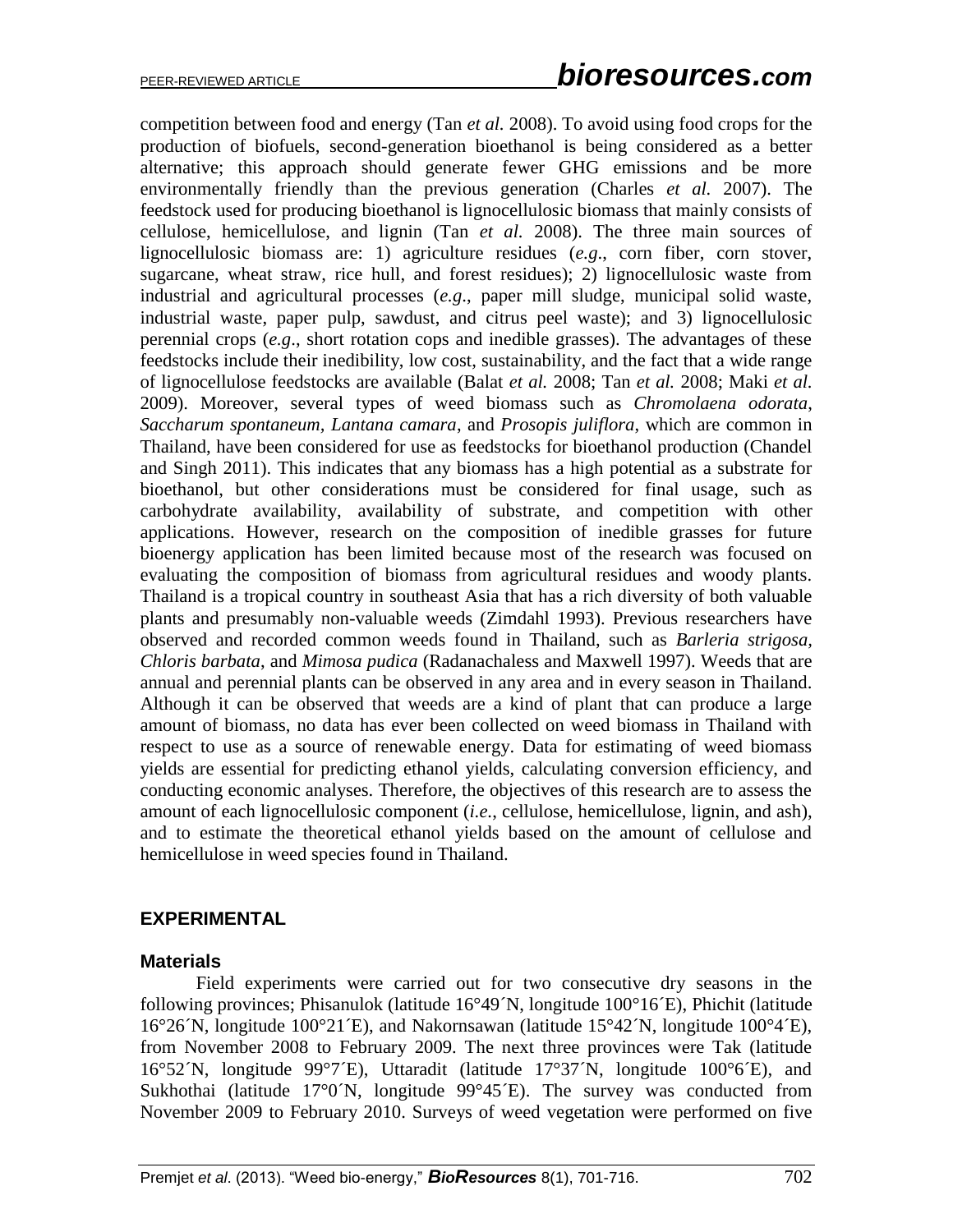competition between food and energy (Tan *et al.* 2008). To avoid using food crops for the production of biofuels, second-generation bioethanol is being considered as a better alternative; this approach should generate fewer GHG emissions and be more environmentally friendly than the previous generation (Charles *et al.* 2007). The feedstock used for producing bioethanol is lignocellulosic biomass that mainly consists of cellulose, hemicellulose, and lignin (Tan *et al.* 2008). The three main sources of lignocellulosic biomass are: 1) agriculture residues (*e.g*., corn fiber, corn stover, sugarcane, wheat straw, rice hull, and forest residues); 2) lignocellulosic waste from industrial and agricultural processes (*e.g*., paper mill sludge, municipal solid waste, industrial waste, paper pulp, sawdust, and citrus peel waste); and 3) lignocellulosic perennial crops (*e.g*., short rotation cops and inedible grasses). The advantages of these feedstocks include their inedibility, low cost, sustainability, and the fact that a wide range of lignocellulose feedstocks are available (Balat *et al.* 2008; Tan *et al.* 2008; Maki *et al.* 2009). Moreover, several types of weed biomass such as *Chromolaena odorata*, *Saccharum spontaneum, Lantana camara*, and *Prosopis juliflora*, which are common in Thailand, have been considered for use as feedstocks for bioethanol production (Chandel and Singh 2011). This indicates that any biomass has a high potential as a substrate for bioethanol, but other considerations must be considered for final usage, such as carbohydrate availability, availability of substrate, and competition with other applications. However, research on the composition of inedible grasses for future bioenergy application has been limited because most of the research was focused on evaluating the composition of biomass from agricultural residues and woody plants. Thailand is a tropical country in southeast Asia that has a rich diversity of both valuable plants and presumably non-valuable weeds (Zimdahl 1993). Previous researchers have observed and recorded common weeds found in Thailand, such as *Barleria strigosa, Chloris barbata*, and *Mimosa pudica* (Radanachaless and Maxwell 1997). Weeds that are annual and perennial plants can be observed in any area and in every season in Thailand. Although it can be observed that weeds are a kind of plant that can produce a large amount of biomass, no data has ever been collected on weed biomass in Thailand with respect to use as a source of renewable energy. Data for estimating of weed biomass yields are essential for predicting ethanol yields, calculating conversion efficiency, and conducting economic analyses. Therefore, the objectives of this research are to assess the amount of each lignocellulosic component (*i.e.*, cellulose, hemicellulose, lignin, and ash), and to estimate the theoretical ethanol yields based on the amount of cellulose and hemicellulose in weed species found in Thailand.

## EXPERIMENTAL

### Materials

Field experiments were carried out for two consecutive dry seasons in the following provinces; Phisanulok (latitude 16°49´N, longitude 100°16´E), Phichit (latitude 16°26´N, longitude 100°21´E), and Nakornsawan (latitude 15°42´N, longitude 100°4´E), from November 2008 to February 2009. The next three provinces were Tak (latitude 16°52´N, longitude 99°7´E), Uttaradit (latitude 17°37´N, longitude 100°6´E), and Sukhothai (latitude 17°0´N, longitude 99°45´E). The survey was conducted from November 2009 to February 2010. Surveys of weed vegetation were performed on five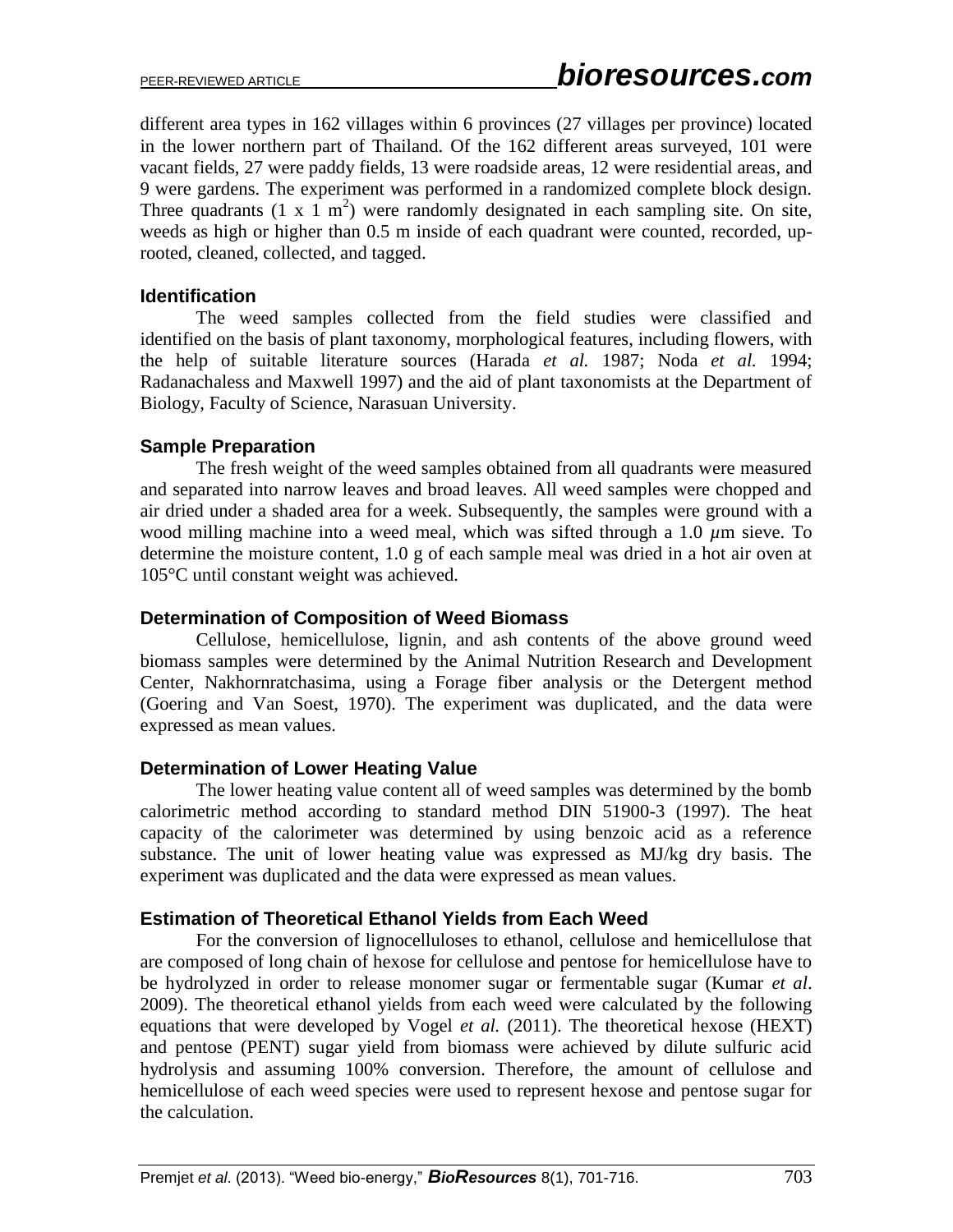different area types in 162 villages within 6 provinces (27 villages per province) located in the lower northern part of Thailand. Of the 162 different areas surveyed, 101 were vacant fields, 27 were paddy fields, 13 were roadside areas, 12 were residential areas, and 9 were gardens. The experiment was performed in a randomized complete block design. Three quadrants (1 x 1 $m^2$) were randomly designated in each sampling site. On site, weeds as high or higher than 0.5 m inside of each quadrant were counted, recorded, up-rooted, cleaned, collected, and tagged.

### Identification

The weed samples collected from the field studies were classified and identified on the basis of plant taxonomy, morphological features, including flowers, with the help of suitable literature sources (Harada *et al.* 1987; Noda *et al.* 1994; Radanachaless and Maxwell 1997) and the aid of plant taxonomists at the Department of Biology, Faculty of Science, Narasuan University.

### Sample Preparation

The fresh weight of the weed samples obtained from all quadrants were measured and separated into narrow leaves and broad leaves. All weed samples were chopped and air dried under a shaded area for a week. Subsequently, the samples were ground with a wood milling machine into a weed meal, which was sifted through a 1.0 $\mu$m sieve. To determine the moisture content, 1.0 g of each sample meal was dried in a hot air oven at 105°C until constant weight was achieved.

### Determination of Composition of Weed Biomass

Cellulose, hemicellulose, lignin, and ash contents of the above ground weed biomass samples were determined by the Animal Nutrition Research and Development Center, Nakhornratchasima, using a Forage fiber analysis or the Detergent method (Goering and Van Soest, 1970). The experiment was duplicated, and the data were expressed as mean values.

### Determination of Lower Heating Value

The lower heating value content all of weed samples was determined by the bomb calorimetric method according to standard method DIN 51900-3 (1997). The heat capacity of the calorimeter was determined by using benzoic acid as a reference substance. The unit of lower heating value was expressed as MJ/kg dry basis. The experiment was duplicated and the data were expressed as mean values.

### Estimation of Theoretical Ethanol Yields from Each Weed

For the conversion of lignocelluloses to ethanol, cellulose and hemicellulose that are composed of long chain of hexose for cellulose and pentose for hemicellulose have to be hydrolyzed in order to release monomer sugar or fermentable sugar (Kumar *et al.* 2009). The theoretical ethanol yields from each weed were calculated by the following equations that were developed by Vogel *et al.* (2011). The theoretical hexose (HEXT) and pentose (PENT) sugar yield from biomass were achieved by dilute sulfuric acid hydrolysis and assuming 100% conversion. Therefore, the amount of cellulose and hemicellulose of each weed species were used to represent hexose and pentose sugar for the calculation.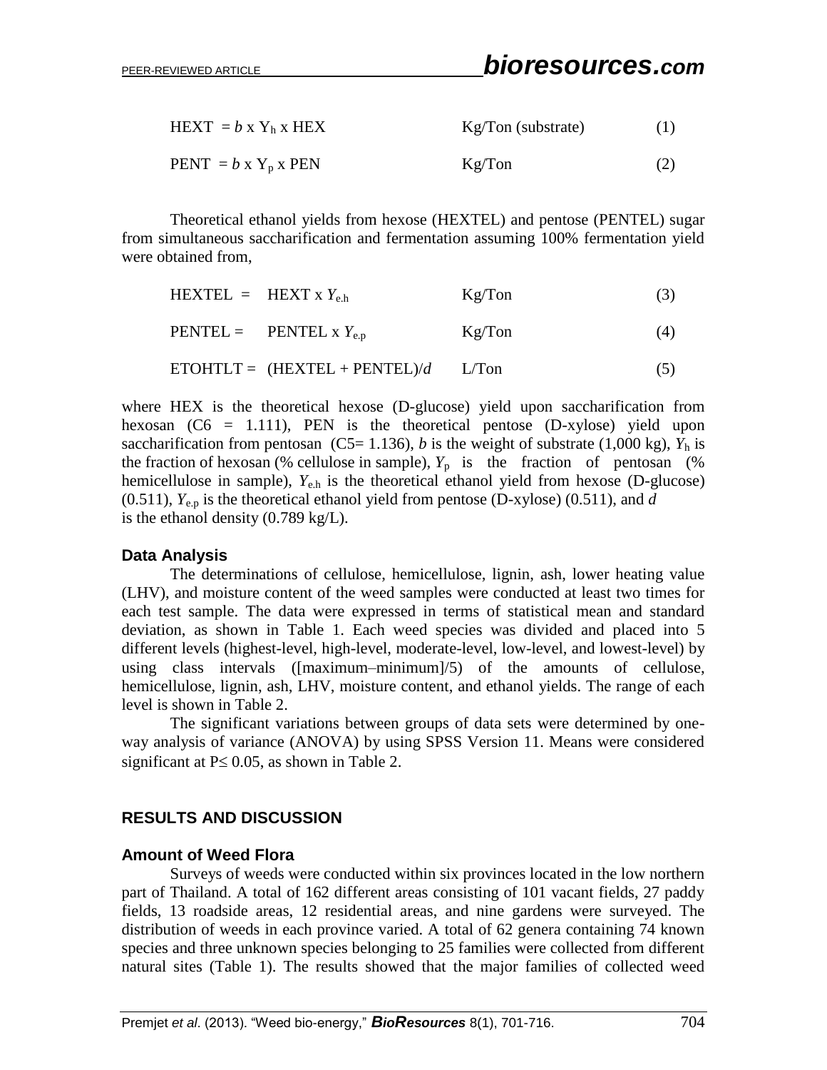$$\text{HEXT} = b \times Y_h \times \text{HEX} \qquad \text{Kg/Ton (substrate)} \qquad (1)$$

$$\text{PENT} = b \times Y_p \times \text{PEN} \qquad \text{Kg/Ton} \qquad (2)$$

Theoretical ethanol yields from hexose (HEXTEL) and pentose (PENTEL) sugar from simultaneous saccharification and fermentation assuming 100% fermentation yield were obtained from,

$$\text{HEXTEL} = \text{HEXT} \times Y_{e.h} \qquad \text{Kg/Ton} \qquad (3)$$

$$\text{PENTEL} = \text{PENTEL} \times Y_{e.p} \qquad \text{Kg/Ton} \qquad (4)$$

$$\text{ETOHTLT} = (\text{HEXTEL} + \text{PENTEL})/d \qquad \text{L/Ton} \qquad (5)$$

where HEX is the theoretical hexose (D-glucose) yield upon saccharification from hexosan (C6 = 1.111), PEN is the theoretical pentose (D-xylose) yield upon saccharification from pentosan (C5= 1.136), $b$ is the weight of substrate (1,000 kg), $Y_h$ is the fraction of hexosan (% cellulose in sample), $Y_p$ is the fraction of pentosan (% hemicellulose in sample), $Y_{e.h}$ is the theoretical ethanol yield from hexose (D-glucose) (0.511), $Y_{e.p}$ is the theoretical ethanol yield from pentose (D-xylose) (0.511), and $d$ is the ethanol density (0.789 kg/L).

### Data Analysis

The determinations of cellulose, hemicellulose, lignin, ash, lower heating value (LHV), and moisture content of the weed samples were conducted at least two times for each test sample. The data were expressed in terms of statistical mean and standard deviation, as shown in Table 1. Each weed species was divided and placed into 5 different levels (highest-level, high-level, moderate-level, low-level, and lowest-level) by using class intervals ([maximum–minimum]/5) of the amounts of cellulose, hemicellulose, lignin, ash, LHV, moisture content, and ethanol yields. The range of each level is shown in Table 2.

The significant variations between groups of data sets were determined by one-way analysis of variance (ANOVA) by using SPSS Version 11. Means were considered significant at $P \leq 0.05$, as shown in Table 2.

## RESULTS AND DISCUSSION

### Amount of Weed Flora

Surveys of weeds were conducted within six provinces located in the low northern part of Thailand. A total of 162 different areas consisting of 101 vacant fields, 27 paddy fields, 13 roadside areas, 12 residential areas, and nine gardens were surveyed. The distribution of weeds in each province varied. A total of 62 genera containing 74 known species and three unknown species belonging to 25 families were collected from different natural sites (Table 1). The results showed that the major families of collected weed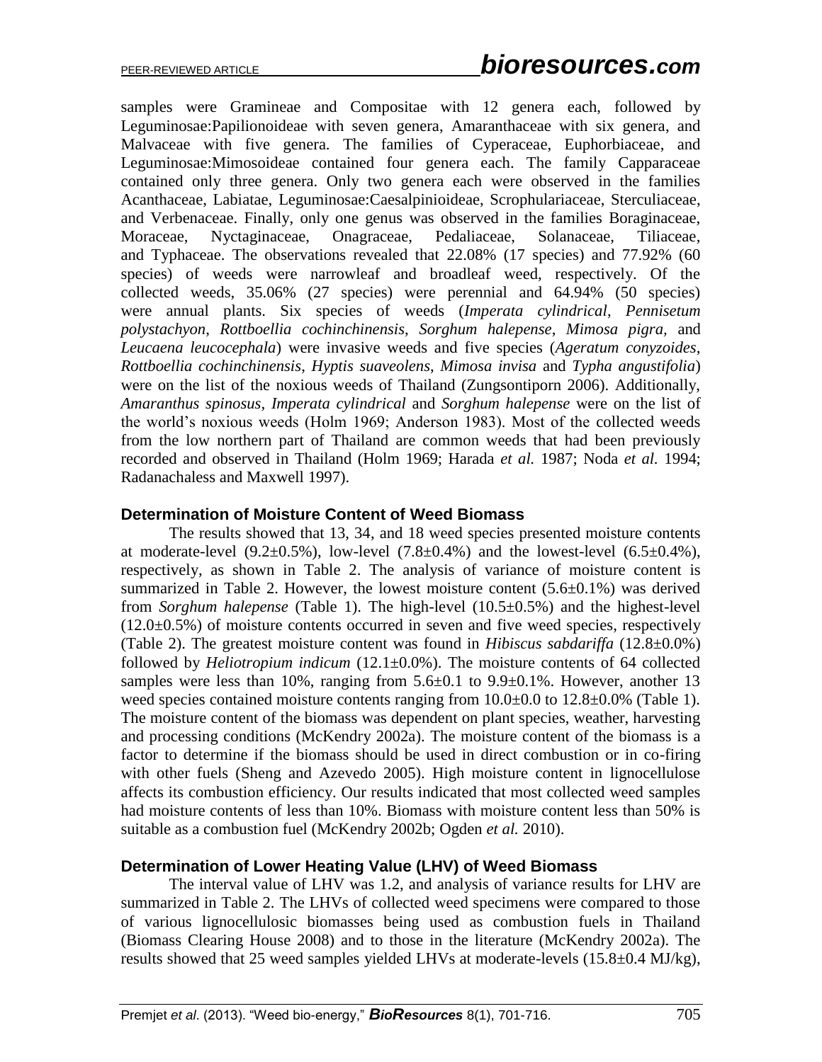samples were Gramineae and Compositae with 12 genera each, followed by Leguminosae:Papilionoideae with seven genera, Amaranthaceae with six genera, and Malvaceae with five genera. The families of Cyperaceae, Euphorbiaceae, and Leguminosae:Mimosoideae contained four genera each. The family Capparaceae contained only three genera. Only two genera each were observed in the families Acanthaceae, Labiatae, Leguminosae:Caesalpinioideae, Scrophulariaceae, Sterculiaceae, and Verbenaceae. Finally, only one genus was observed in the families Boraginaceae, Moraceae, Nyctaginaceae, Onagraceae, Pedaliaceae, Solanaceae, Tiliaceae, and Typhaceae. The observations revealed that 22.08% (17 species) and 77.92% (60 species) of weeds were narrowleaf and broadleaf weed, respectively. Of the collected weeds, 35.06% (27 species) were perennial and 64.94% (50 species) were annual plants. Six species of weeds (*Imperata cylindrical*, *Pennisetum polystachyon*, *Rottboellia cochinchinensis*, *Sorghum halepense*, *Mimosa pigra*, and *Leucaena leucocephala*) were invasive weeds and five species (*Ageratum conyzoides*, *Rottboellia cochinchinensis*, *Hyptis suaveolens*, *Mimosa invisa* and *Typha angustifolia*) were on the list of the noxious weeds of Thailand (Zungsontiporn 2006). Additionally, *Amaranthus spinosus*, *Imperata cylindrical* and *Sorghum halepense* were on the list of the world's noxious weeds (Holm 1969; Anderson 1983). Most of the collected weeds from the low northern part of Thailand are common weeds that had been previously recorded and observed in Thailand (Holm 1969; Harada *et al.* 1987; Noda *et al.* 1994; Radanachaless and Maxwell 1997).

## Determination of Moisture Content of Weed Biomass

The results showed that 13, 34, and 18 weed species presented moisture contents at moderate-level (9.2±0.5%), low-level (7.8±0.4%) and the lowest-level (6.5±0.4%), respectively, as shown in Table 2. The analysis of variance of moisture content is summarized in Table 2. However, the lowest moisture content (5.6±0.1%) was derived from *Sorghum halepense* (Table 1). The high-level (10.5±0.5%) and the highest-level (12.0±0.5%) of moisture contents occurred in seven and five weed species, respectively (Table 2). The greatest moisture content was found in *Hibiscus sabdariffa* (12.8±0.0%) followed by *Heliotropium indicum* (12.1±0.0%). The moisture contents of 64 collected samples were less than 10%, ranging from 5.6±0.1 to 9.9±0.1%. However, another 13 weed species contained moisture contents ranging from 10.0±0.0 to 12.8±0.0% (Table 1). The moisture content of the biomass was dependent on plant species, weather, harvesting and processing conditions (McKendry 2002a). The moisture content of the biomass is a factor to determine if the biomass should be used in direct combustion or in co-firing with other fuels (Sheng and Azevedo 2005). High moisture content in lignocellulose affects its combustion efficiency. Our results indicated that most collected weed samples had moisture contents of less than 10%. Biomass with moisture content less than 50% is suitable as a combustion fuel (McKendry 2002b; Ogden *et al.* 2010).

## Determination of Lower Heating Value (LHV) of Weed Biomass

The interval value of LHV was 1.2, and analysis of variance results for LHV are summarized in Table 2. The LHVs of collected weed specimens were compared to those of various lignocellulosic biomasses being used as combustion fuels in Thailand (Biomass Clearing House 2008) and to those in the literature (McKendry 2002a). The results showed that 25 weed samples yielded LHVs at moderate-levels (15.8±0.4 MJ/kg),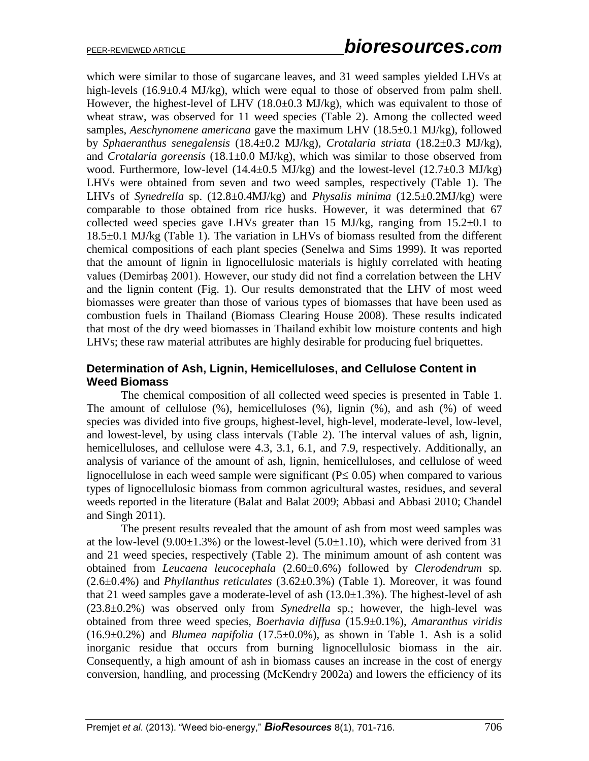which were similar to those of sugarcane leaves, and 31 weed samples yielded LHVs at high-levels (16.9±0.4 MJ/kg), which were equal to those of observed from palm shell. However, the highest-level of LHV (18.0±0.3 MJ/kg), which was equivalent to those of wheat straw, was observed for 11 weed species (Table 2). Among the collected weed samples, *Aeschynomene americana* gave the maximum LHV (18.5±0.1 MJ/kg), followed by *Sphaeranthus senegalensis* (18.4±0.2 MJ/kg), *Crotalaria striata* (18.2±0.3 MJ/kg), and *Crotalaria goreensis* (18.1±0.0 MJ/kg), which was similar to those observed from wood. Furthermore, low-level (14.4±0.5 MJ/kg) and the lowest-level (12.7±0.3 MJ/kg) LHVs were obtained from seven and two weed samples, respectively (Table 1). The LHVs of *Synedrella* sp. (12.8±0.4MJ/kg) and *Physalis minima* (12.5±0.2MJ/kg) were comparable to those obtained from rice husks. However, it was determined that 67 collected weed species gave LHVs greater than 15 MJ/kg, ranging from 15.2±0.1 to 18.5±0.1 MJ/kg (Table 1). The variation in LHVs of biomass resulted from the different chemical compositions of each plant species (Senelwa and Sims 1999). It was reported that the amount of lignin in lignocellulosic materials is highly correlated with heating values (Demirbaş 2001). However, our study did not find a correlation between the LHV and the lignin content (Fig. 1). Our results demonstrated that the LHV of most weed biomasses were greater than those of various types of biomasses that have been used as combustion fuels in Thailand (Biomass Clearing House 2008). These results indicated that most of the dry weed biomasses in Thailand exhibit low moisture contents and high LHVs; these raw material attributes are highly desirable for producing fuel briquettes.

### Determination of Ash, Lignin, Hemicelluloses, and Cellulose Content in Weed Biomass

The chemical composition of all collected weed species is presented in Table 1. The amount of cellulose (%), hemicelluloses (%), lignin (%), and ash (%) of weed species was divided into five groups, highest-level, high-level, moderate-level, low-level, and lowest-level, by using class intervals (Table 2). The interval values of ash, lignin, hemicelluloses, and cellulose were 4.3, 3.1, 6.1, and 7.9, respectively. Additionally, an analysis of variance of the amount of ash, lignin, hemicelluloses, and cellulose of weed lignocellulose in each weed sample were significant ($P \leq 0.05$) when compared to various types of lignocellulosic biomass from common agricultural wastes, residues, and several weeds reported in the literature (Balat and Balat 2009; Abbasi and Abbasi 2010; Chandel and Singh 2011).

The present results revealed that the amount of ash from most weed samples was at the low-level (9.00±1.3%) or the lowest-level (5.0±1.10), which were derived from 31 and 21 weed species, respectively (Table 2). The minimum amount of ash content was obtained from *Leucaena leucocephala* (2.60±0.6%) followed by *Clerodendrum* sp. (2.6±0.4%) and *Phyllanthus reticulates* (3.62±0.3%) (Table 1). Moreover, it was found that 21 weed samples gave a moderate-level of ash (13.0±1.3%). The highest-level of ash (23.8±0.2%) was observed only from *Synedrella* sp.; however, the high-level was obtained from three weed species, *Boerhavia diffusa* (15.9±0.1%), *Amaranthus viridis* (16.9±0.2%) and *Blumea napifolia* (17.5±0.0%), as shown in Table 1. Ash is a solid inorganic residue that occurs from burning lignocellulosic biomass in the air. Consequently, a high amount of ash in biomass causes an increase in the cost of energy conversion, handling, and processing (McKendry 2002a) and lowers the efficiency of its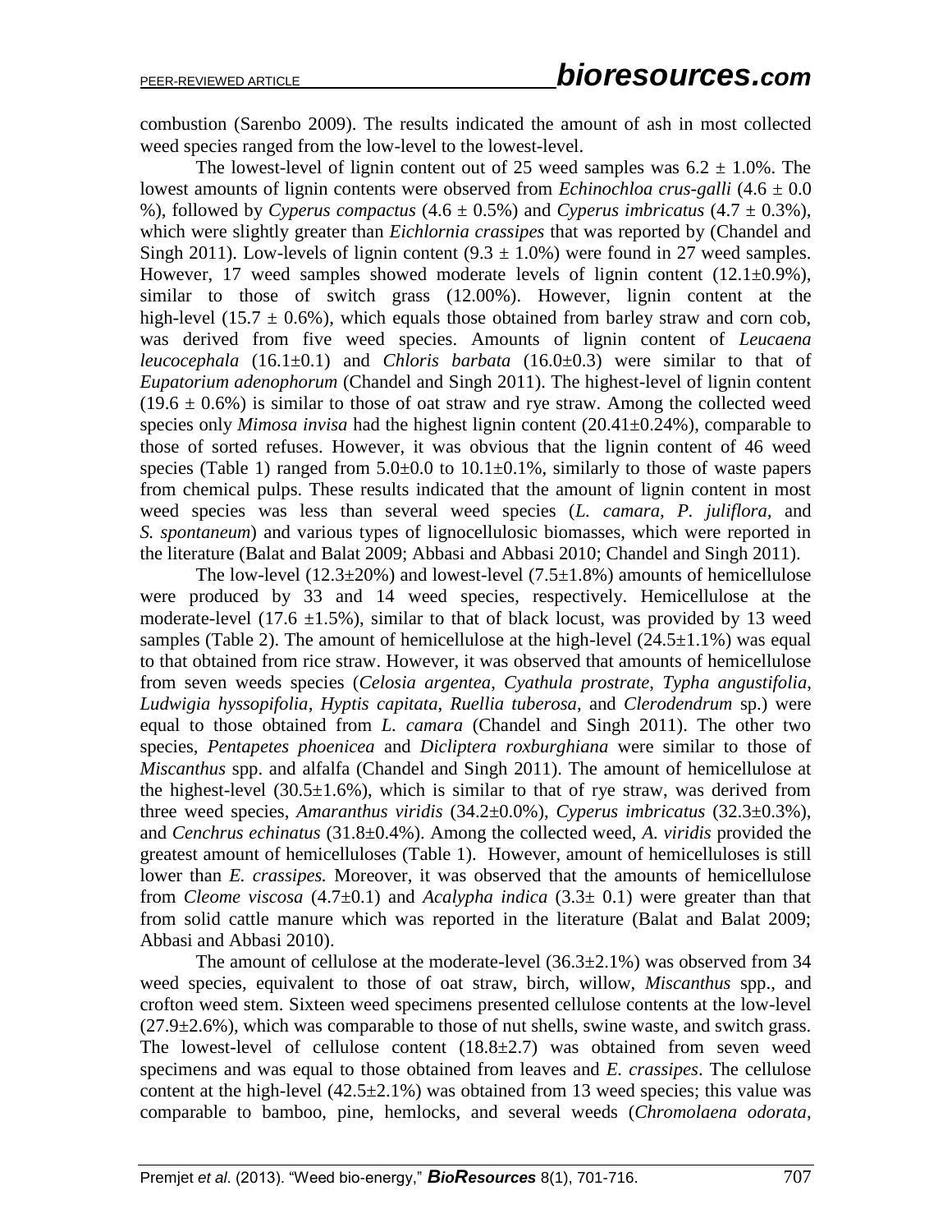combustion (Sarenbo 2009). The results indicated the amount of ash in most collected weed species ranged from the low-level to the lowest-level.

The lowest-level of lignin content out of 25 weed samples was 6.2 ± 1.0%. The lowest amounts of lignin contents were observed from *Echinochloa crus-galli* (4.6 ± 0.0 %), followed by *Cyperus compactus* (4.6 ± 0.5%) and *Cyperus imbricatus* (4.7 ± 0.3%), which were slightly greater than *Eichlornia crassipes* that was reported by (Chandel and Singh 2011). Low-levels of lignin content (9.3 ± 1.0%) were found in 27 weed samples. However, 17 weed samples showed moderate levels of lignin content (12.1±0.9%), similar to those of switch grass (12.00%). However, lignin content at the high-level (15.7 ± 0.6%), which equals those obtained from barley straw and corn cob, was derived from five weed species. Amounts of lignin content of *Leucaena leucocephala* (16.1±0.1) and *Chloris barbata* (16.0±0.3) were similar to that of *Eupatorium adenophorum* (Chandel and Singh 2011). The highest-level of lignin content (19.6 ± 0.6%) is similar to those of oat straw and rye straw. Among the collected weed species only *Mimosa invisa* had the highest lignin content (20.41±0.24%), comparable to those of sorted refuses. However, it was obvious that the lignin content of 46 weed species (Table 1) ranged from 5.0±0.0 to 10.1±0.1%, similarly to those of waste papers from chemical pulps. These results indicated that the amount of lignin content in most weed species was less than several weed species (*L. camara*, *P. juliflora*, and *S. spontaneum*) and various types of lignocellulosic biomasses, which were reported in the literature (Balat and Balat 2009; Abbasi and Abbasi 2010; Chandel and Singh 2011).

The low-level (12.3±20%) and lowest-level (7.5±1.8%) amounts of hemicellulose were produced by 33 and 14 weed species, respectively. Hemicellulose at the moderate-level (17.6 ±1.5%), similar to that of black locust, was provided by 13 weed samples (Table 2). The amount of hemicellulose at the high-level (24.5±1.1%) was equal to that obtained from rice straw. However, it was observed that amounts of hemicellulose from seven weeds species (*Celosia argentea*, *Cyathula prostrate*, *Typha angustifolia*, *Ludwigia hyssopifolia*, *Hyptis capitata*, *Ruellia tuberosa*, and *Clerodendrum* sp.) were equal to those obtained from *L. camara* (Chandel and Singh 2011). The other two species, *Pentapetes phoenicea* and *Dicliptera roxburghiana* were similar to those of *Miscanthus* spp. and alfalfa (Chandel and Singh 2011). The amount of hemicellulose at the highest-level (30.5±1.6%), which is similar to that of rye straw, was derived from three weed species, *Amaranthus viridis* (34.2±0.0%), *Cyperus imbricatus* (32.3±0.3%), and *Cenchrus echinatus* (31.8±0.4%). Among the collected weed, *A. viridis* provided the greatest amount of hemicelluloses (Table 1). However, amount of hemicelluloses is still lower than *E. crassipes.* Moreover, it was observed that the amounts of hemicellulose from *Cleome viscosa* (4.7±0.1) and *Acalypha indica* (3.3± 0.1) were greater than that from solid cattle manure which was reported in the literature (Balat and Balat 2009; Abbasi and Abbasi 2010).

The amount of cellulose at the moderate-level (36.3±2.1%) was observed from 34 weed species, equivalent to those of oat straw, birch, willow, *Miscanthus* spp., and crofton weed stem. Sixteen weed specimens presented cellulose contents at the low-level (27.9±2.6%), which was comparable to those of nut shells, swine waste, and switch grass. The lowest-level of cellulose content (18.8±2.7) was obtained from seven weed specimens and was equal to those obtained from leaves and *E. crassipes*. The cellulose content at the high-level (42.5±2.1%) was obtained from 13 weed species; this value was comparable to bamboo, pine, hemlocks, and several weeds (*Chromolaena odorata*,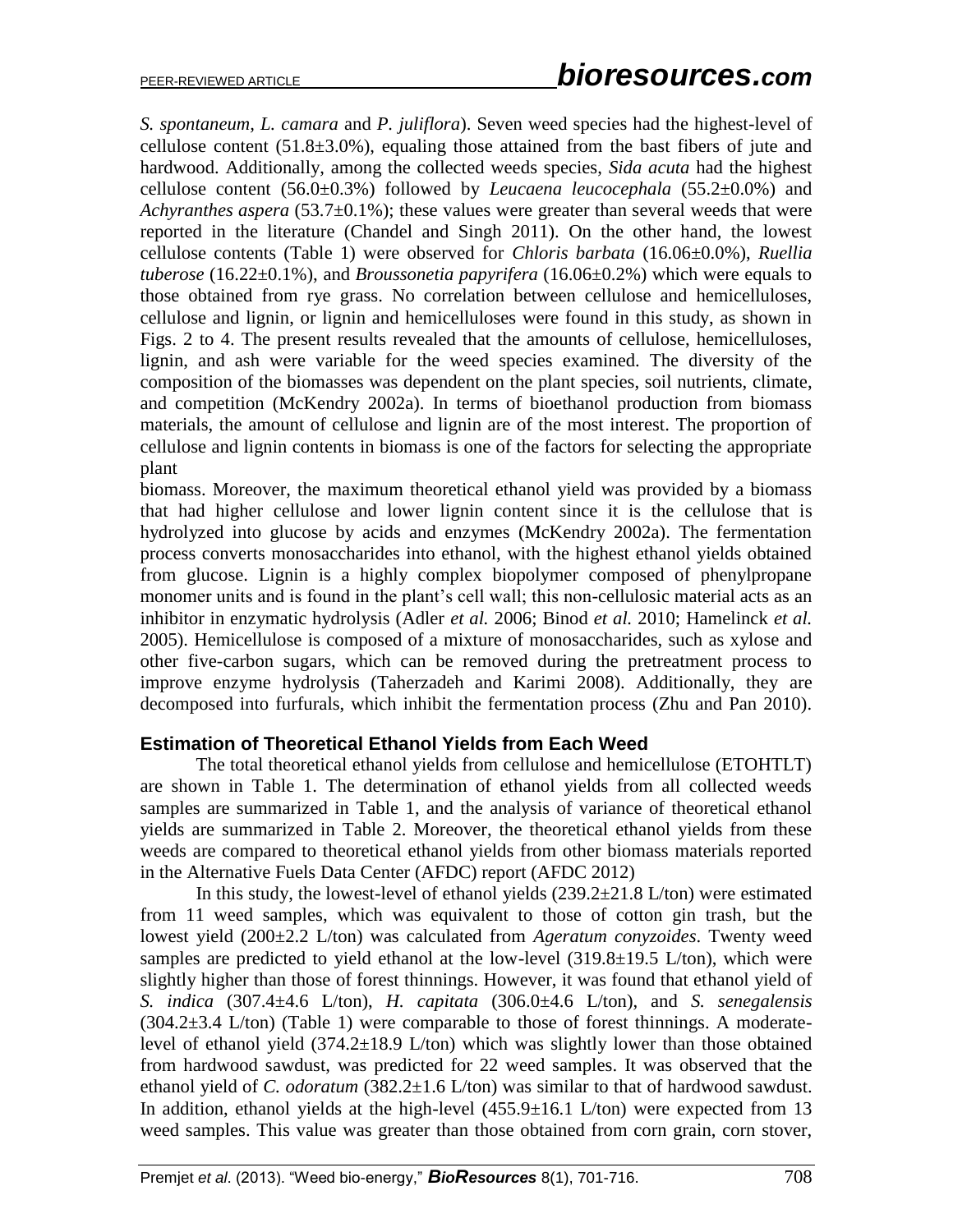*S. spontaneum, L. camara* and *P. juliflora*). Seven weed species had the highest-level of cellulose content (51.8±3.0%), equaling those attained from the bast fibers of jute and hardwood. Additionally, among the collected weeds species, *Sida acuta* had the highest cellulose content (56.0±0.3%) followed by *Leucaena leucocephala* (55.2±0.0%) and *Achyranthes aspera* (53.7±0.1%); these values were greater than several weeds that were reported in the literature (Chandel and Singh 2011). On the other hand, the lowest cellulose contents (Table 1) were observed for *Chloris barbata* (16.06±0.0%), *Ruellia tuberose* (16.22±0.1%), and *Broussonetia papyrifera* (16.06±0.2%) which were equals to those obtained from rye grass. No correlation between cellulose and hemicelluloses, cellulose and lignin, or lignin and hemicelluloses were found in this study, as shown in Figs. 2 to 4. The present results revealed that the amounts of cellulose, hemicelluloses, lignin, and ash were variable for the weed species examined. The diversity of the composition of the biomasses was dependent on the plant species, soil nutrients, climate, and competition (McKendry 2002a). In terms of bioethanol production from biomass materials, the amount of cellulose and lignin are of the most interest. The proportion of cellulose and lignin contents in biomass is one of the factors for selecting the appropriate plant

biomass. Moreover, the maximum theoretical ethanol yield was provided by a biomass that had higher cellulose and lower lignin content since it is the cellulose that is hydrolyzed into glucose by acids and enzymes (McKendry 2002a). The fermentation process converts monosaccharides into ethanol, with the highest ethanol yields obtained from glucose. Lignin is a highly complex biopolymer composed of phenylpropane monomer units and is found in the plant's cell wall; this non-cellulosic material acts as an inhibitor in enzymatic hydrolysis (Adler *et al.* 2006; Binod *et al.* 2010; Hamelinck *et al.* 2005). Hemicellulose is composed of a mixture of monosaccharides, such as xylose and other five-carbon sugars, which can be removed during the pretreatment process to improve enzyme hydrolysis (Taherzadeh and Karimi 2008). Additionally, they are decomposed into furfurals, which inhibit the fermentation process (Zhu and Pan 2010).

### Estimation of Theoretical Ethanol Yields from Each Weed

The total theoretical ethanol yields from cellulose and hemicellulose (ETOHTLT) are shown in Table 1. The determination of ethanol yields from all collected weeds samples are summarized in Table 1, and the analysis of variance of theoretical ethanol yields are summarized in Table 2. Moreover, the theoretical ethanol yields from these weeds are compared to theoretical ethanol yields from other biomass materials reported in the Alternative Fuels Data Center (AFDC) report (AFDC 2012)

In this study, the lowest-level of ethanol yields (239.2±21.8 L/ton) were estimated from 11 weed samples, which was equivalent to those of cotton gin trash, but the lowest yield (200±2.2 L/ton) was calculated from *Ageratum conyzoides*. Twenty weed samples are predicted to yield ethanol at the low-level (319.8±19.5 L/ton), which were slightly higher than those of forest thinnings. However, it was found that ethanol yield of *S. indica* (307.4±4.6 L/ton), *H. capitata* (306.0±4.6 L/ton), and *S. senegalensis* (304.2±3.4 L/ton) (Table 1) were comparable to those of forest thinnings. A moderate-level of ethanol yield (374.2±18.9 L/ton) which was slightly lower than those obtained from hardwood sawdust, was predicted for 22 weed samples. It was observed that the ethanol yield of *C. odoratum* (382.2±1.6 L/ton) was similar to that of hardwood sawdust. In addition, ethanol yields at the high-level (455.9±16.1 L/ton) were expected from 13 weed samples. This value was greater than those obtained from corn grain, corn stover,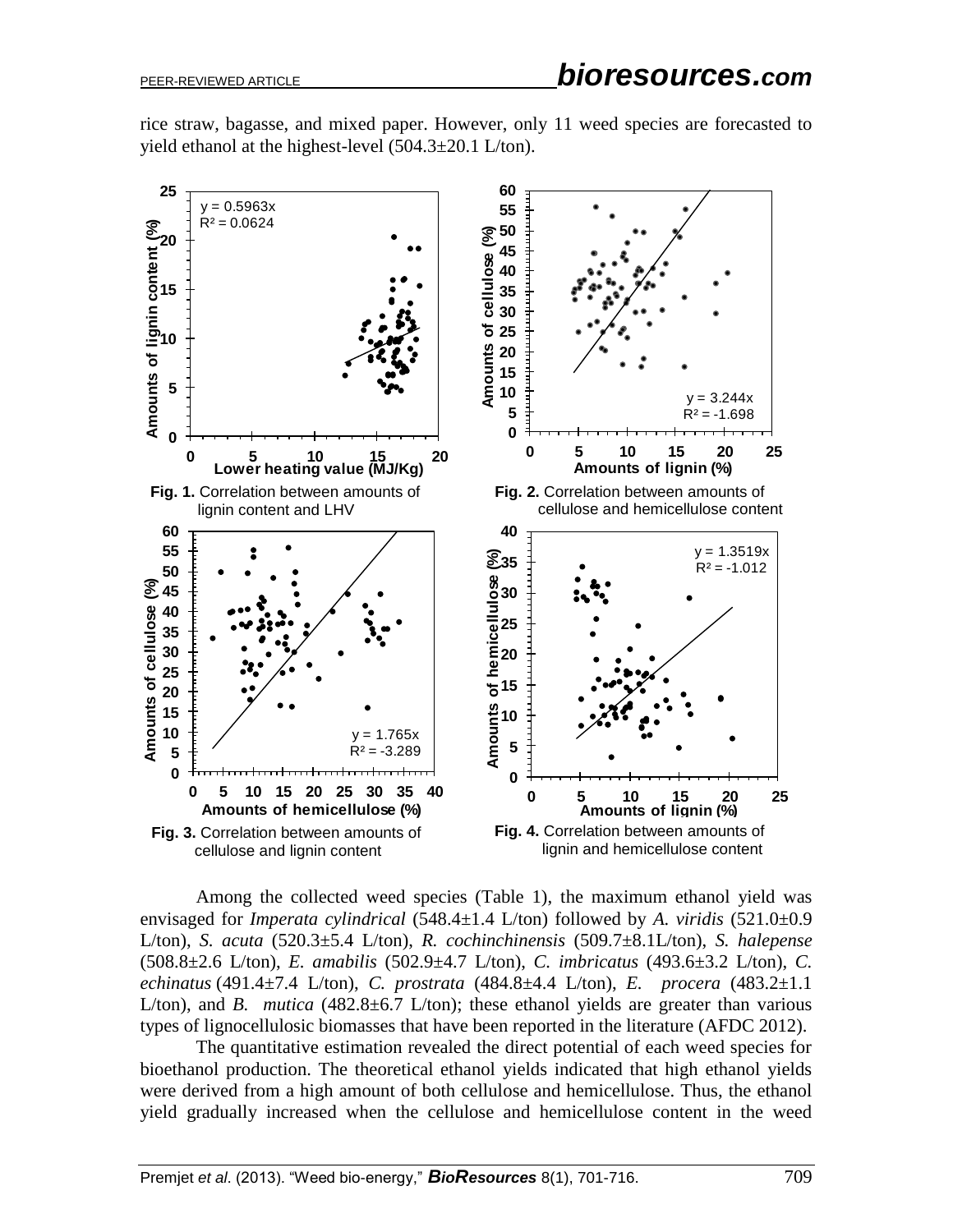rice straw, bagasse, and mixed paper. However, only 11 weed species are forecasted to yield ethanol at the highest-level (504.3±20.1 L/ton).

**Fig. 1.** Correlation between amounts of lignin content and LHV

**Fig. 2.** Correlation between amounts of cellulose and hemicellulose content

**Fig. 3.** Correlation between amounts of cellulose and lignin content

**Fig. 4.** Correlation between amounts of lignin and hemicellulose content

Among the collected weed species (Table 1), the maximum ethanol yield was envisaged for *Imperata cylindrical* (548.4±1.4 L/ton) followed by *A. viridis* (521.0±0.9 L/ton), *S. acuta* (520.3±5.4 L/ton), *R. cochinchinensis* (509.7±8.1L/ton), *S. halepense* (508.8±2.6 L/ton), *E. amabilis* (502.9±4.7 L/ton), *C. imbricatus* (493.6±3.2 L/ton), *C. echinatus* (491.4±7.4 L/ton), *C. prostrata* (484.8±4.4 L/ton), *E. procera* (483.2±1.1 L/ton), and *B. mutica* (482.8±6.7 L/ton); these ethanol yields are greater than various types of lignocellulosic biomasses that have been reported in the literature (AFDC 2012).

The quantitative estimation revealed the direct potential of each weed species for bioethanol production. The theoretical ethanol yields indicated that high ethanol yields were derived from a high amount of both cellulose and hemicellulose. Thus, the ethanol yield gradually increased when the cellulose and hemicellulose content in the weed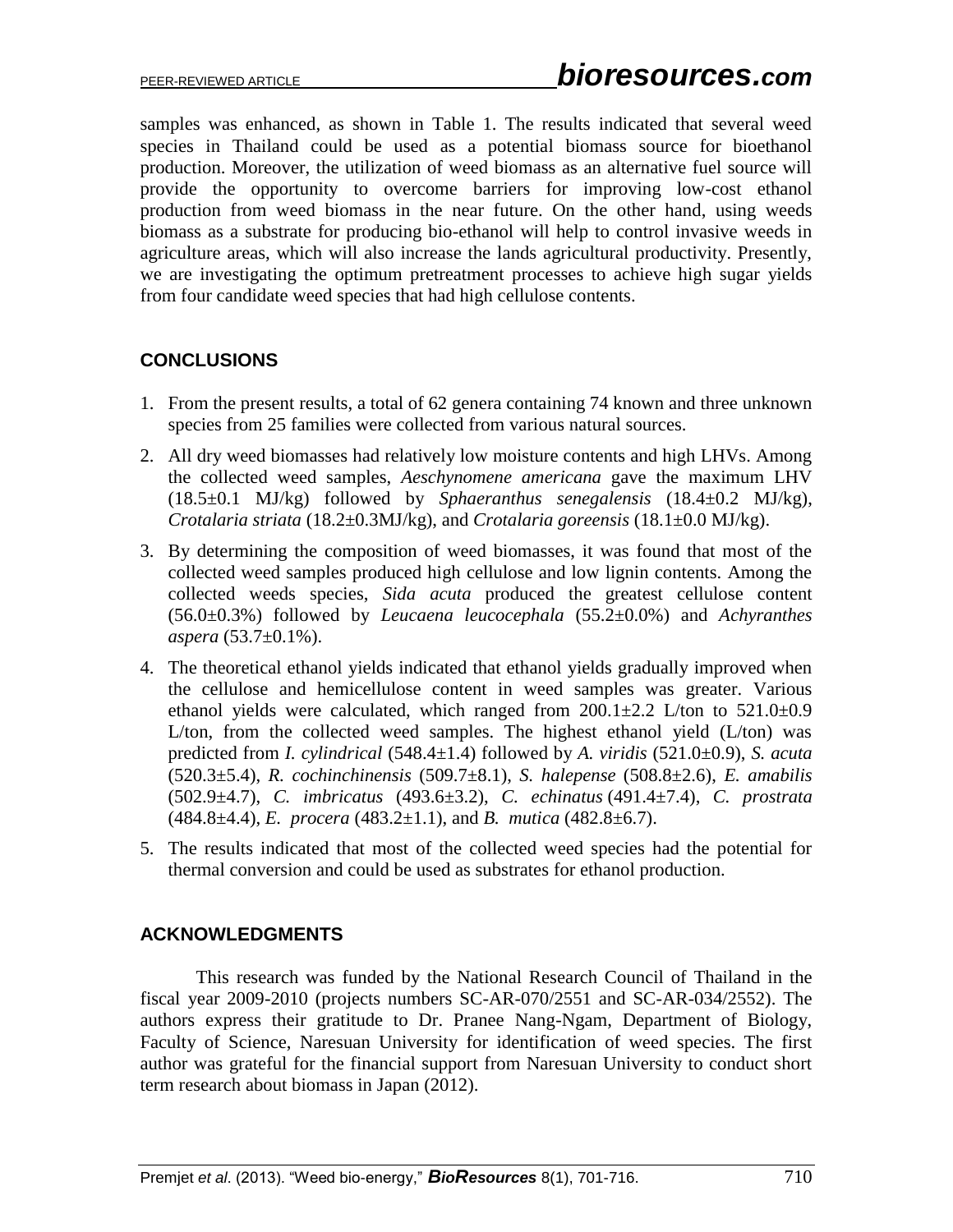samples was enhanced, as shown in Table 1. The results indicated that several weed species in Thailand could be used as a potential biomass source for bioethanol production. Moreover, the utilization of weed biomass as an alternative fuel source will provide the opportunity to overcome barriers for improving low-cost ethanol production from weed biomass in the near future. On the other hand, using weeds biomass as a substrate for producing bio-ethanol will help to control invasive weeds in agriculture areas, which will also increase the lands agricultural productivity. Presently, we are investigating the optimum pretreatment processes to achieve high sugar yields from four candidate weed species that had high cellulose contents.

## CONCLUSIONS

1. From the present results, a total of 62 genera containing 74 known and three unknown species from 25 families were collected from various natural sources.
2. All dry weed biomasses had relatively low moisture contents and high LHVs. Among the collected weed samples, *Aeschynomene americana* gave the maximum LHV (18.5±0.1 MJ/kg) followed by *Sphaeranthus senegalensis* (18.4±0.2 MJ/kg), *Crotalaria striata* (18.2±0.3MJ/kg), and *Crotalaria goreensis* (18.1±0.0 MJ/kg).
3. By determining the composition of weed biomasses, it was found that most of the collected weed samples produced high cellulose and low lignin contents. Among the collected weeds species, *Sida acuta* produced the greatest cellulose content (56.0±0.3%) followed by *Leucaena leucocephala* (55.2±0.0%) and *Achyranthes aspera* (53.7±0.1%).
4. The theoretical ethanol yields indicated that ethanol yields gradually improved when the cellulose and hemicellulose content in weed samples was greater. Various ethanol yields were calculated, which ranged from 200.1±2.2 L/ton to 521.0±0.9 L/ton, from the collected weed samples. The highest ethanol yield (L/ton) was predicted from *I. cylindrical* (548.4±1.4) followed by *A. viridis* (521.0±0.9), *S. acuta* (520.3±5.4), *R. cochinchinensis* (509.7±8.1), *S. halepense* (508.8±2.6), *E. amabilis* (502.9±4.7), *C. imbricatus* (493.6±3.2), *C. echinatus* (491.4±7.4), *C. prostrata* (484.8±4.4), *E. procera* (483.2±1.1), and *B. mutica* (482.8±6.7).
5. The results indicated that most of the collected weed species had the potential for thermal conversion and could be used as substrates for ethanol production.

## ACKNOWLEDGMENTS

This research was funded by the National Research Council of Thailand in the fiscal year 2009-2010 (projects numbers SC-AR-070/2551 and SC-AR-034/2552). The authors express their gratitude to Dr. Pranee Nang-Ngam, Department of Biology, Faculty of Science, Naresuan University for identification of weed species. The first author was grateful for the financial support from Naresuan University to conduct short term research about biomass in Japan (2012).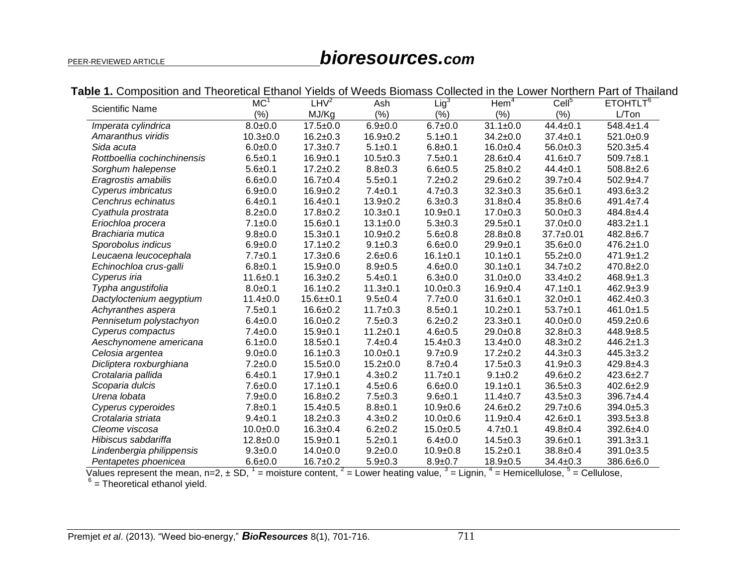**Table 1.** Composition and Theoretical Ethanol Yields of Weeds Biomass Collected in the Lower Northern Part of Thailand

| Scientific Name | MC[1] (%) | LHV[2] MJ/Kg | Ash (%) | Lig[3] (%) | Hem[4] (%) | Cell[5] (%) | ETOHTLT[6] L/Ton |
|---|---|---|---|---|---|---|---|
| *Imperata cylindrica* | 8.0±0.0 | 17.5±0.0 | 6.9±0.0 | 6.7±0.0 | 31.1±0.0 | 44.4±0.1 | 548.4±1.4 |
| *Amaranthus viridis* | 10.3±0.0 | 16.2±0.3 | 16.9±0.2 | 5.1±0.1 | 34.2±0.0 | 37.4±0.1 | 521.0±0.9 |
| *Sida acuta* | 6.0±0.0 | 17.3±0.7 | 5.1±0.1 | 6.8±0.1 | 16.0±0.4 | 56.0±0.3 | 520.3±5.4 |
| *Rottboellia cochinchinensis* | 6.5±0.1 | 16.9±0.1 | 10.5±0.3 | 7.5±0.1 | 28.6±0.4 | 41.6±0.7 | 509.7±8.1 |
| *Sorghum halepense* | 5.6±0.1 | 17.2±0.2 | 8.8±0.3 | 6.6±0.5 | 25.8±0.2 | 44.4±0.1 | 508.8±2.6 |
| *Eragrostis amabilis* | 6.6±0.0 | 16.7±0.4 | 5.5±0.1 | 7.2±0.2 | 29.6±0.2 | 39.7±0.4 | 502.9±4.7 |
| *Cyperus imbricatus* | 6.9±0.0 | 16.9±0.2 | 7.4±0.1 | 4.7±0.3 | 32.3±0.3 | 35.6±0.1 | 493.6±3.2 |
| *Cenchrus echinatus* | 6.4±0.1 | 16.4±0.1 | 13.9±0.2 | 6.3±0.3 | 31.8±0.4 | 35.8±0.6 | 491.4±7.4 |
| *Cyathula prostrata* | 8.2±0.0 | 17.8±0.2 | 10.3±0.1 | 10.9±0.1 | 17.0±0.3 | 50.0±0.3 | 484.8±4.4 |
| *Eriochloa procera* | 7.1±0.0 | 15.6±0.1 | 13.1±0.0 | 5.3±0.3 | 29.5±0.1 | 37.0±0.0 | 483.2±1.1 |
| *Brachiaria mutica* | 9.8±0.0 | 15.3±0.1 | 10.9±0.2 | 5.6±0.8 | 28.8±0.8 | 37.7±0.01 | 482.8±6.7 |
| *Sporobolus indicus* | 6.9±0.0 | 17.1±0.2 | 9.1±0.3 | 6.6±0.0 | 29.9±0.1 | 35.6±0.0 | 476.2±1.0 |
| *Leucaena leucocephala* | 7.7±0.1 | 17.3±0.6 | 2.6±0.6 | 16.1±0.1 | 10.1±0.1 | 55.2±0.0 | 471.9±1.2 |
| *Echinochloa crus-galli* | 6.8±0.1 | 15.9±0.0 | 8.9±0.5 | 4.6±0.0 | 30.1±0.1 | 34.7±0.2 | 470.8±2.0 |
| *Cyperus iria* | 11.6±0.1 | 16.3±0.2 | 5.4±0.1 | 6.3±0.0 | 31.0±0.0 | 33.4±0.2 | 468.9±1.3 |
| *Typha angustifolia* | 8.0±0.1 | 16.1±0.2 | 11.3±0.1 | 10.0±0.3 | 16.9±0.4 | 47.1±0.1 | 462.9±3.9 |
| *Dactyloctenium aegyptium* | 11.4±0.0 | 15.6±±0.1 | 9.5±0.4 | 7.7±0.0 | 31.6±0.1 | 32.0±0.1 | 462.4±0.3 |
| *Achyranthes aspera* | 7.5±0.1 | 16.6±0.2 | 11.7±0.3 | 8.5±0.1 | 10.2±0.1 | 53.7±0.1 | 461.0±1.5 |
| *Pennisetum polystachyon* | 6.4±0.0 | 16.0±0.2 | 7.5±0.3 | 6.2±0.2 | 23.3±0.1 | 40.0±0.0 | 459.2±0.6 |
| *Cyperus compactus* | 7.4±0.0 | 15.9±0.1 | 11.2±0.1 | 4.6±0.5 | 29.0±0.8 | 32.8±0.3 | 448.9±8.5 |
| *Aeschynomene americana* | 6.1±0.0 | 18.5±0.1 | 7.4±0.4 | 15.4±0.3 | 13.4±0.0 | 48.3±0.2 | 446.2±1.3 |
| *Celosia argentea* | 9.0±0.0 | 16.1±0.3 | 10.0±0.1 | 9.7±0.9 | 17.2±0.2 | 44.3±0.3 | 445.3±3.2 |
| *Dicliptera roxburghiana* | 7.2±0.0 | 15.5±0.0 | 15.2±0.0 | 8.7±0.4 | 17.5±0.3 | 41.9±0.3 | 429.8±4.3 |
| *Crotalaria pallida* | 6.4±0.1 | 17.9±0.1 | 4.3±0.2 | 11.7±0.1 | 9.1±0.2 | 49.6±0.2 | 423.6±2.7 |
| *Scoparia dulcis* | 7.6±0.0 | 17.1±0.1 | 4.5±0.6 | 6.6±0.0 | 19.1±0.1 | 36.5±0.3 | 402.6±2.9 |
| *Urena lobata* | 7.9±0.0 | 16.8±0.2 | 7.5±0.3 | 9.6±0.1 | 11.4±0.7 | 43.5±0.3 | 396.7±4.4 |
| *Cyperus cyperoides* | 7.8±0.1 | 15.4±0.5 | 8.8±0.1 | 10.9±0.6 | 24.6±0.2 | 29.7±0.6 | 394.0±5.3 |
| *Crotalaria striata* | 9.4±0.1 | 18.2±0.3 | 4.3±0.2 | 10.0±0.6 | 11.9±0.4 | 42.6±0.1 | 393.5±3.8 |
| *Cleome viscosa* | 10.0±0.0 | 16.3±0.4 | 6.2±0.2 | 15.0±0.5 | 4.7±0.1 | 49.8±0.4 | 392.6±4.0 |
| *Hibiscus sabdariffa* | 12.8±0.0 | 15.9±0.1 | 5.2±0.1 | 6.4±0.0 | 14.5±0.3 | 39.6±0.1 | 391.3±3.1 |
| *Lindenbergia philippensis* | 9.3±0.0 | 14.0±0.0 | 9.2±0.0 | 10.9±0.8 | 15.2±0.1 | 38.8±0.4 | 391.0±3.5 |
| *Pentapetes phoenicea* | 6.6±0.0 | 16.7±0.2 | 5.9±0.3 | 8.9±0.7 | 18.9±0.5 | 34.4±0.3 | 386.6±6.0 |

Values represent the mean, n=2, ± SD, [1] = moisture content, [2] = Lower heating value, [3] = Lignin, [4] = Hemicellulose, [5] = Cellulose, [6] = Theoretical ethanol yield.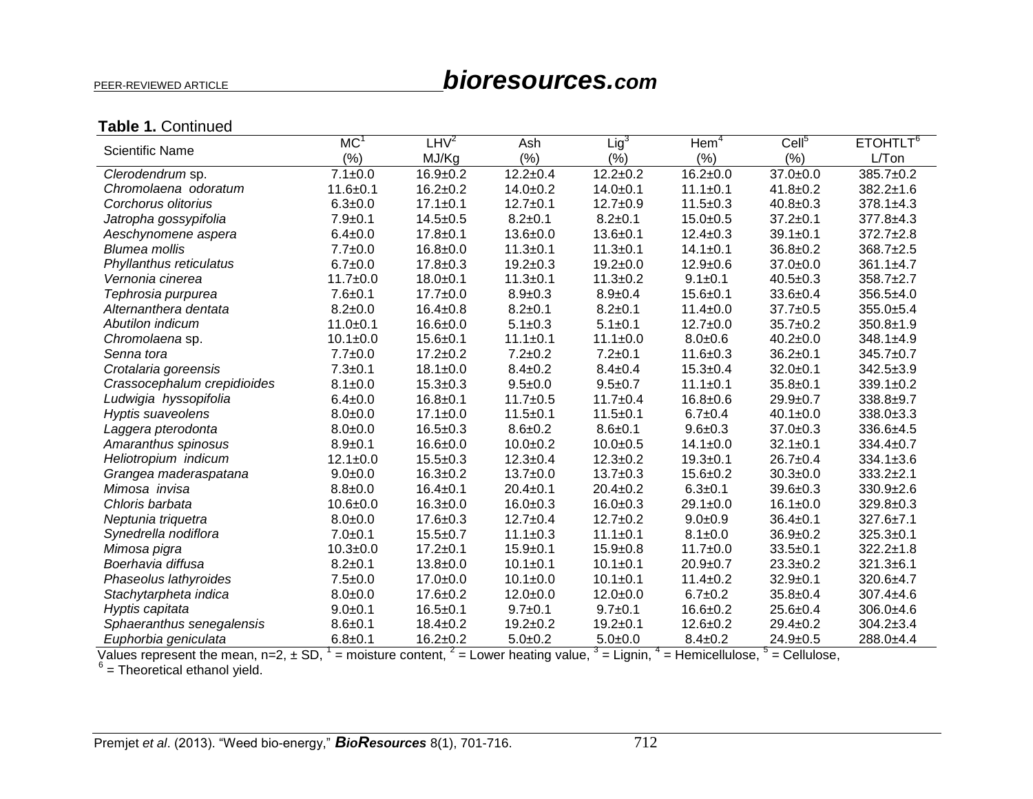**Table 1.** Continued

| Scientific Name | MC[1] (%) | LHV[2] MJ/Kg | Ash (%) | Lig[3] (%) | Hem[4] (%) | Cell[5] (%) | ETOHTLT[6] L/Ton |
|---|---|---|---|---|---|---|---|
| *Clerodendrum* sp. | 7.1±0.0 | 16.9±0.2 | 12.2±0.4 | 12.2±0.2 | 16.2±0.0 | 37.0±0.0 | 385.7±0.2 |
| *Chromolaena odoratum* | 11.6±0.1 | 16.2±0.2 | 14.0±0.2 | 14.0±0.1 | 11.1±0.1 | 41.8±0.2 | 382.2±1.6 |
| *Corchorus olitorius* | 6.3±0.0 | 17.1±0.1 | 12.7±0.1 | 12.7±0.9 | 11.5±0.3 | 40.8±0.3 | 378.1±4.3 |
| *Jatropha gossypifolia* | 7.9±0.1 | 14.5±0.5 | 8.2±0.1 | 8.2±0.1 | 15.0±0.5 | 37.2±0.1 | 377.8±4.3 |
| *Aeschynomene aspera* | 6.4±0.0 | 17.8±0.1 | 13.6±0.0 | 13.6±0.1 | 12.4±0.3 | 39.1±0.1 | 372.7±2.8 |
| *Blumea mollis* | 7.7±0.0 | 16.8±0.0 | 11.3±0.1 | 11.3±0.1 | 14.1±0.1 | 36.8±0.2 | 368.7±2.5 |
| *Phyllanthus reticulatus* | 6.7±0.0 | 17.8±0.3 | 19.2±0.3 | 19.2±0.0 | 12.9±0.6 | 37.0±0.0 | 361.1±4.7 |
| *Vernonia cinerea* | 11.7±0.0 | 18.0±0.1 | 11.3±0.1 | 11.3±0.2 | 9.1±0.1 | 40.5±0.3 | 358.7±2.7 |
| *Tephrosia purpurea* | 7.6±0.1 | 17.7±0.0 | 8.9±0.3 | 8.9±0.4 | 15.6±0.1 | 33.6±0.4 | 356.5±4.0 |
| *Alternanthera dentata* | 8.2±0.0 | 16.4±0.8 | 8.2±0.1 | 8.2±0.1 | 11.4±0.0 | 37.7±0.5 | 355.0±5.4 |
| *Abutilon indicum* | 11.0±0.1 | 16.6±0.0 | 5.1±0.3 | 5.1±0.1 | 12.7±0.0 | 35.7±0.2 | 350.8±1.9 |
| *Chromolaena* sp. | 10.1±0.0 | 15.6±0.1 | 11.1±0.1 | 11.1±0.0 | 8.0±0.6 | 40.2±0.0 | 348.1±4.9 |
| *Senna tora* | 7.7±0.0 | 17.2±0.2 | 7.2±0.2 | 7.2±0.1 | 11.6±0.3 | 36.2±0.1 | 345.7±0.7 |
| *Crotalaria goreensis* | 7.3±0.1 | 18.1±0.0 | 8.4±0.2 | 8.4±0.4 | 15.3±0.4 | 32.0±0.1 | 342.5±3.9 |
| *Crassocephalum crepidioides* | 8.1±0.0 | 15.3±0.3 | 9.5±0.0 | 9.5±0.7 | 11.1±0.1 | 35.8±0.1 | 339.1±0.2 |
| *Ludwigia hyssopifolia* | 6.4±0.0 | 16.8±0.1 | 11.7±0.5 | 11.7±0.4 | 16.8±0.6 | 29.9±0.7 | 338.8±9.7 |
| *Hyptis suaveolens* | 8.0±0.0 | 17.1±0.0 | 11.5±0.1 | 11.5±0.1 | 6.7±0.4 | 40.1±0.0 | 338.0±3.3 |
| *Laggera pterodonta* | 8.0±0.0 | 16.5±0.3 | 8.6±0.2 | 8.6±0.1 | 9.6±0.3 | 37.0±0.3 | 336.6±4.5 |
| *Amaranthus spinosus* | 8.9±0.1 | 16.6±0.0 | 10.0±0.2 | 10.0±0.5 | 14.1±0.0 | 32.1±0.1 | 334.4±0.7 |
| *Heliotropium indicum* | 12.1±0.0 | 15.5±0.3 | 12.3±0.4 | 12.3±0.2 | 19.3±0.1 | 26.7±0.4 | 334.1±3.6 |
| *Grangea maderaspatana* | 9.0±0.0 | 16.3±0.2 | 13.7±0.0 | 13.7±0.3 | 15.6±0.2 | 30.3±0.0 | 333.2±2.1 |
| *Mimosa invisa* | 8.8±0.0 | 16.4±0.1 | 20.4±0.1 | 20.4±0.2 | 6.3±0.1 | 39.6±0.3 | 330.9±2.6 |
| *Chloris barbata* | 10.6±0.0 | 16.3±0.0 | 16.0±0.3 | 16.0±0.3 | 29.1±0.0 | 16.1±0.0 | 329.8±0.3 |
| *Neptunia triquetra* | 8.0±0.0 | 17.6±0.3 | 12.7±0.4 | 12.7±0.2 | 9.0±0.9 | 36.4±0.1 | 327.6±7.1 |
| *Synedrella nodiflora* | 7.0±0.1 | 15.5±0.7 | 11.1±0.3 | 11.1±0.1 | 8.1±0.0 | 36.9±0.2 | 325.3±0.1 |
| *Mimosa pigra* | 10.3±0.0 | 17.2±0.1 | 15.9±0.1 | 15.9±0.8 | 11.7±0.0 | 33.5±0.1 | 322.2±1.8 |
| *Boerhavia diffusa* | 8.2±0.1 | 13.8±0.0 | 10.1±0.1 | 10.1±0.1 | 20.9±0.7 | 23.3±0.2 | 321.3±6.1 |
| *Phaseolus lathyroides* | 7.5±0.0 | 17.0±0.0 | 10.1±0.0 | 10.1±0.1 | 11.4±0.2 | 32.9±0.1 | 320.6±4.7 |
| *Stachytarpheta indica* | 8.0±0.0 | 17.6±0.2 | 12.0±0.0 | 12.0±0.0 | 6.7±0.2 | 35.8±0.4 | 307.4±4.6 |
| *Hyptis capitata* | 9.0±0.1 | 16.5±0.1 | 9.7±0.1 | 9.7±0.1 | 16.6±0.2 | 25.6±0.4 | 306.0±4.6 |
| *Sphaeranthus senegalensis* | 8.6±0.1 | 18.4±0.2 | 19.2±0.2 | 19.2±0.1 | 12.6±0.2 | 29.4±0.2 | 304.2±3.4 |
| *Euphorbia geniculata* | 6.8±0.1 | 16.2±0.2 | 5.0±0.2 | 5.0±0.0 | 8.4±0.2 | 24.9±0.5 | 288.0±4.4 |

Values represent the mean, n=2, ± SD, [1] = moisture content, [2] = Lower heating value, [3] = Lignin, [4] = Hemicellulose, [5] = Cellulose, [6] = Theoretical ethanol yield.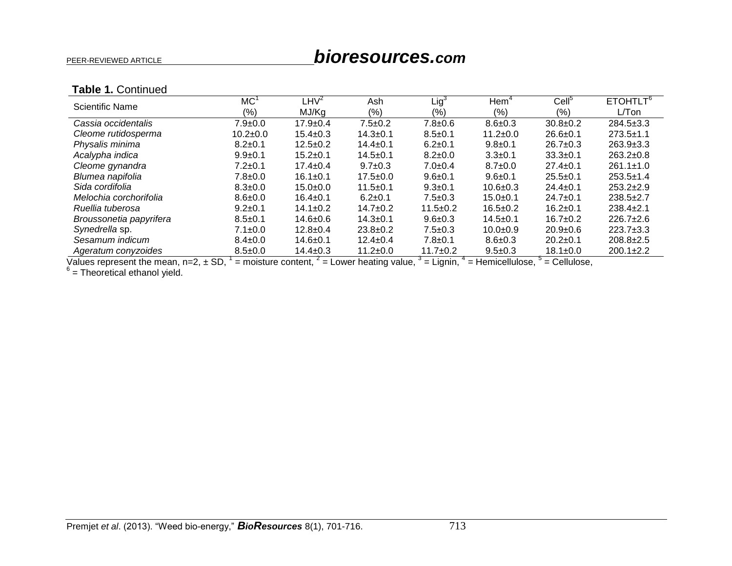**Table 1.** Continued

| Scientific Name | MC[1] (%) | LHV[2] MJ/Kg | Ash (%) | Lig[3] (%) | Hem[4] (%) | Cell[5] (%) | ETOHTLT[6] L/Ton |
|---|---|---|---|---|---|---|---|
| *Cassia occidentalis* | 7.9±0.0 | 17.9±0.4 | 7.5±0.2 | 7.8±0.6 | 8.6±0.3 | 30.8±0.2 | 284.5±3.3 |
| *Cleome rutidosperma* | 10.2±0.0 | 15.4±0.3 | 14.3±0.1 | 8.5±0.1 | 11.2±0.0 | 26.6±0.1 | 273.5±1.1 |
| *Physalis minima* | 8.2±0.1 | 12.5±0.2 | 14.4±0.1 | 6.2±0.1 | 9.8±0.1 | 26.7±0.3 | 263.9±3.3 |
| *Acalypha indica* | 9.9±0.1 | 15.2±0.1 | 14.5±0.1 | 8.2±0.0 | 3.3±0.1 | 33.3±0.1 | 263.2±0.8 |
| *Cleome gynandra* | 7.2±0.1 | 17.4±0.4 | 9.7±0.3 | 7.0±0.4 | 8.7±0.0 | 27.4±0.1 | 261.1±1.0 |
| *Blumea napifolia* | 7.8±0.0 | 16.1±0.1 | 17.5±0.0 | 9.6±0.1 | 9.6±0.1 | 25.5±0.1 | 253.5±1.4 |
| *Sida cordifolia* | 8.3±0.0 | 15.0±0.0 | 11.5±0.1 | 9.3±0.1 | 10.6±0.3 | 24.4±0.1 | 253.2±2.9 |
| *Melochia corchorifolia* | 8.6±0.0 | 16.4±0.1 | 6.2±0.1 | 7.5±0.3 | 15.0±0.1 | 24.7±0.1 | 238.5±2.7 |
| *Ruellia tuberosa* | 9.2±0.1 | 14.1±0.2 | 14.7±0.2 | 11.5±0.2 | 16.5±0.2 | 16.2±0.1 | 238.4±2.1 |
| *Broussonetia papyrifera* | 8.5±0.1 | 14.6±0.6 | 14.3±0.1 | 9.6±0.3 | 14.5±0.1 | 16.7±0.2 | 226.7±2.6 |
| *Synedrella* sp. | 7.1±0.0 | 12.8±0.4 | 23.8±0.2 | 7.5±0.3 | 10.0±0.9 | 20.9±0.6 | 223.7±3.3 |
| *Sesamum indicum* | 8.4±0.0 | 14.6±0.1 | 12.4±0.4 | 7.8±0.1 | 8.6±0.3 | 20.2±0.1 | 208.8±2.5 |
| *Ageratum conyzoides* | 8.5±0.0 | 14.4±0.3 | 11.2±0.0 | 11.7±0.2 | 9.5±0.3 | 18.1±0.0 | 200.1±2.2 |

Values represent the mean, n=2, ± SD, [1] = moisture content, [2] = Lower heating value, [3] = Lignin, [4] = Hemicellulose, [5] = Cellulose, [6] = Theoretical ethanol yield.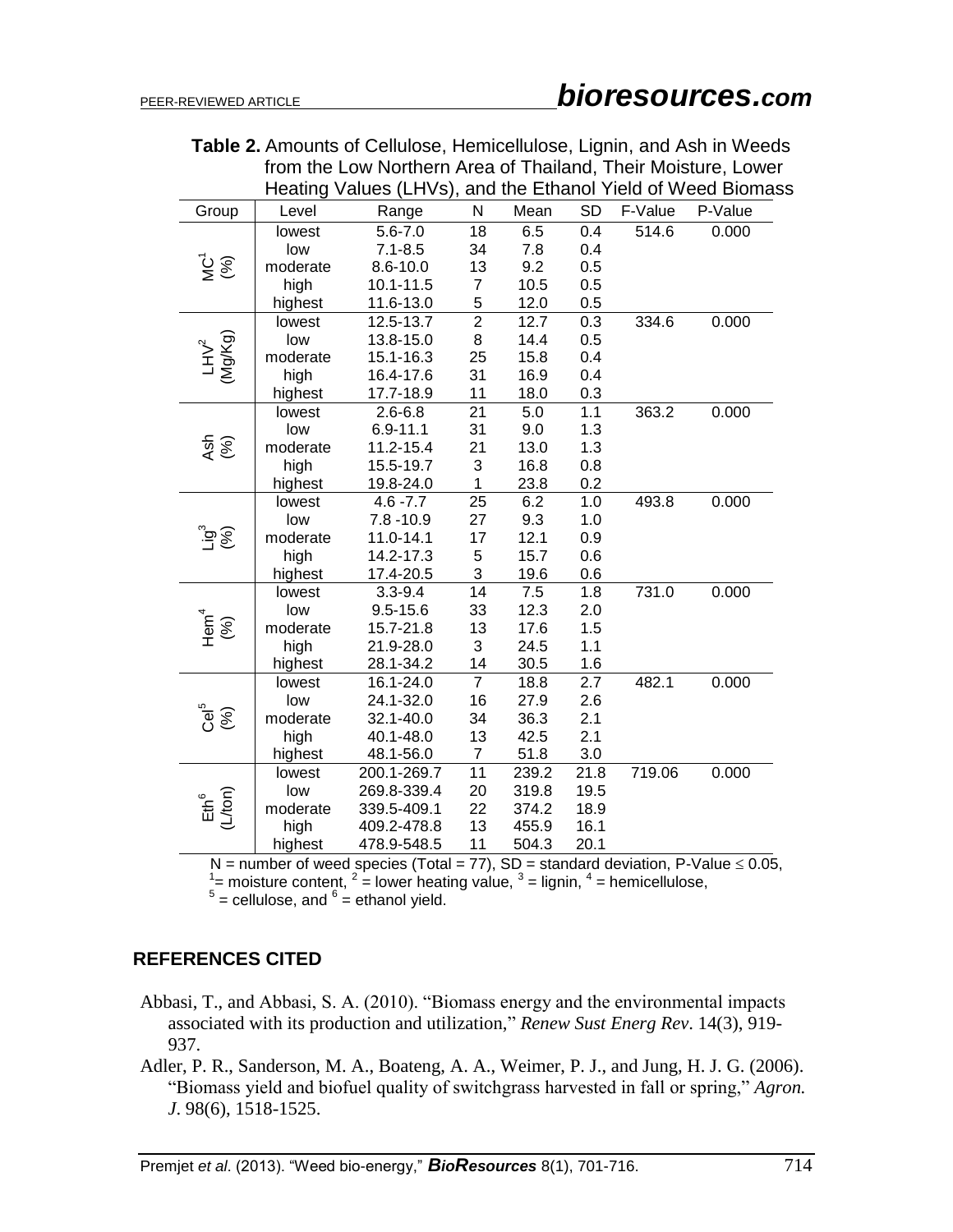**Table 2.** Amounts of Cellulose, Hemicellulose, Lignin, and Ash in Weeds from the Low Northern Area of Thailand, Their Moisture, Lower Heating Values (LHVs), and the Ethanol Yield of Weed Biomass

| Group | Level | Range | N | Mean | SD | F-Value | P-Value |
|---|---|---|---|---|---|---|---|
| MC[1] (%) | lowest | 5.6-7.0 | 18 | 6.5 | 0.4 | 514.6 | 0.000 |
| | low | 7.1-8.5 | 34 | 7.8 | 0.4 | | |
| | moderate | 8.6-10.0 | 13 | 9.2 | 0.5 | | |
| | high | 10.1-11.5 | 7 | 10.5 | 0.5 | | |
| | highest | 11.6-13.0 | 5 | 12.0 | 0.5 | | |
| LHV[2] (Mg/Kg) | lowest | 12.5-13.7 | 2 | 12.7 | 0.3 | 334.6 | 0.000 |
| | low | 13.8-15.0 | 8 | 14.4 | 0.5 | | |
| | moderate | 15.1-16.3 | 25 | 15.8 | 0.4 | | |
| | high | 16.4-17.6 | 31 | 16.9 | 0.4 | | |
| | highest | 17.7-18.9 | 11 | 18.0 | 0.3 | | |
| Ash (%) | lowest | 2.6-6.8 | 21 | 5.0 | 1.1 | 363.2 | 0.000 |
| | low | 6.9-11.1 | 31 | 9.0 | 1.3 | | |
| | moderate | 11.2-15.4 | 21 | 13.0 | 1.3 | | |
| | high | 15.5-19.7 | 3 | 16.8 | 0.8 | | |
| | highest | 19.8-24.0 | 1 | 23.8 | 0.2 | | |
| Lig[3] (%) | lowest | 4.6 -7.7 | 25 | 6.2 | 1.0 | 493.8 | 0.000 |
| | low | 7.8 -10.9 | 27 | 9.3 | 1.0 | | |
| | moderate | 11.0-14.1 | 17 | 12.1 | 0.9 | | |
| | high | 14.2-17.3 | 5 | 15.7 | 0.6 | | |
| | highest | 17.4-20.5 | 3 | 19.6 | 0.6 | | |
| Hem[4] (%) | lowest | 3.3-9.4 | 14 | 7.5 | 1.8 | 731.0 | 0.000 |
| | low | 9.5-15.6 | 33 | 12.3 | 2.0 | | |
| | moderate | 15.7-21.8 | 13 | 17.6 | 1.5 | | |
| | high | 21.9-28.0 | 3 | 24.5 | 1.1 | | |
| | highest | 28.1-34.2 | 14 | 30.5 | 1.6 | | |
| Cel[5] (%) | lowest | 16.1-24.0 | 7 | 18.8 | 2.7 | 482.1 | 0.000 |
| | low | 24.1-32.0 | 16 | 27.9 | 2.6 | | |
| | moderate | 32.1-40.0 | 34 | 36.3 | 2.1 | | |
| | high | 40.1-48.0 | 13 | 42.5 | 2.1 | | |
| | highest | 48.1-56.0 | 7 | 51.8 | 3.0 | | |
| Eth[6] (L/ton) | lowest | 200.1-269.7 | 11 | 239.2 | 21.8 | 719.06 | 0.000 |
| | low | 269.8-339.4 | 20 | 319.8 | 19.5 | | |
| | moderate | 339.5-409.1 | 22 | 374.2 | 18.9 | | |
| | high | 409.2-478.8 | 13 | 455.9 | 16.1 | | |
| | highest | 478.9-548.5 | 11 | 504.3 | 20.1 | | |

N = number of weed species (Total = 77), SD = standard deviation, P-Value $\leq 0.05$,
[1]= moisture content, [2] = lower heating value, [3] = lignin, [4] = hemicellulose,
[5] = cellulose, and [6] = ethanol yield.

## REFERENCES CITED

Abbasi, T., and Abbasi, S. A. (2010). "Biomass energy and the environmental impacts associated with its production and utilization," *Renew Sust Energ Rev*. 14(3), 919-937.

Adler, P. R., Sanderson, M. A., Boateng, A. A., Weimer, P. J., and Jung, H. J. G. (2006). "Biomass yield and biofuel quality of switchgrass harvested in fall or spring," *Agron. J*. 98(6), 1518-1525.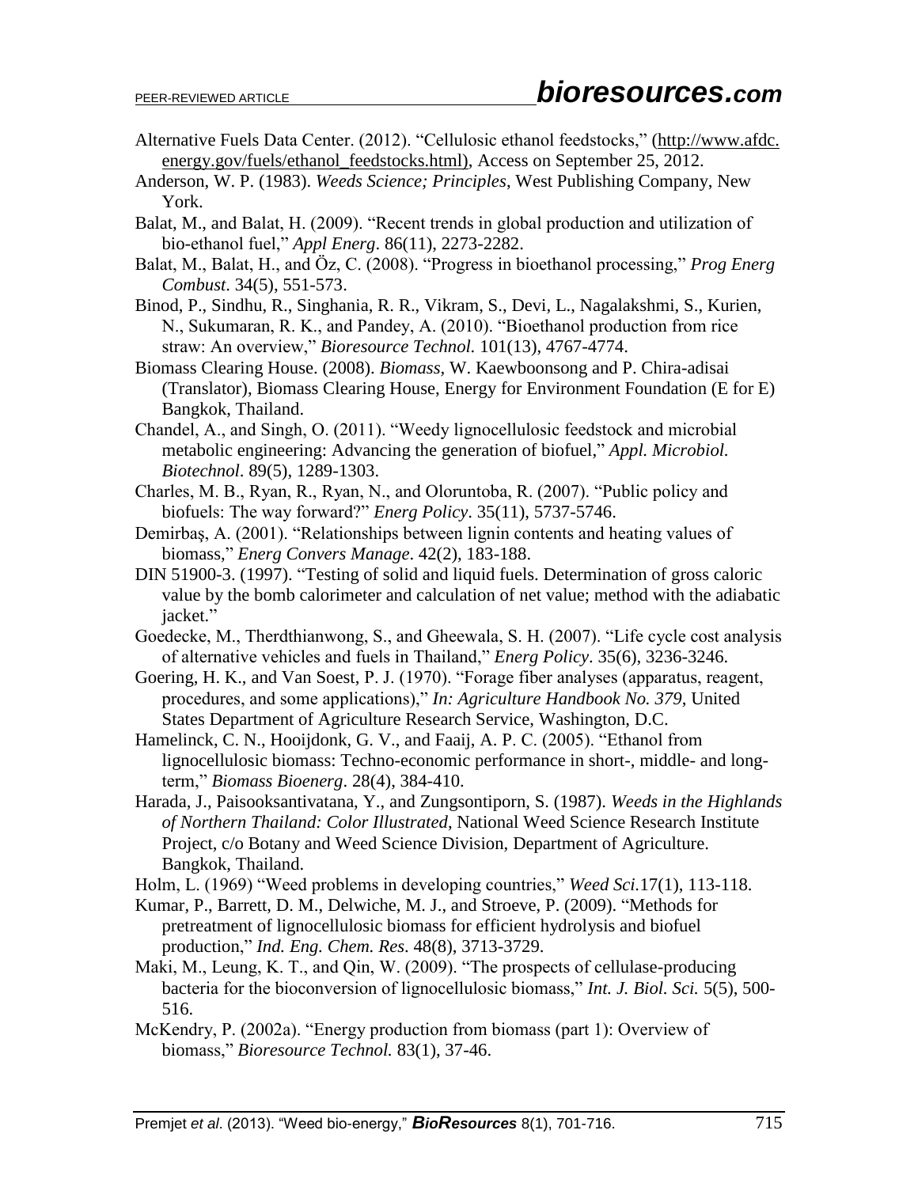Alternative Fuels Data Center. (2012). "Cellulosic ethanol feedstocks," (http://www.afdc.energy.gov/fuels/ethanol_feedstocks.html), Access on September 25, 2012.

Anderson, W. P. (1983). *Weeds Science; Principles*, West Publishing Company, New York.

Balat, M., and Balat, H. (2009). "Recent trends in global production and utilization of bio-ethanol fuel," *Appl Energ*. 86(11), 2273-2282.

Balat, M., Balat, H., and Öz, C. (2008). "Progress in bioethanol processing," *Prog Energ Combust*. 34(5), 551-573.

Binod, P., Sindhu, R., Singhania, R. R., Vikram, S., Devi, L., Nagalakshmi, S., Kurien, N., Sukumaran, R. K., and Pandey, A. (2010). "Bioethanol production from rice straw: An overview," *Bioresource Technol.* 101(13), 4767-4774.

Biomass Clearing House. (2008). *Biomass*, W. Kaewboonsong and P. Chira-adisai (Translator), Biomass Clearing House, Energy for Environment Foundation (E for E) Bangkok, Thailand.

Chandel, A., and Singh, O. (2011). "Weedy lignocellulosic feedstock and microbial metabolic engineering: Advancing the generation of biofuel," *Appl. Microbiol. Biotechnol*. 89(5), 1289-1303.

Charles, M. B., Ryan, R., Ryan, N., and Oloruntoba, R. (2007). "Public policy and biofuels: The way forward?" *Energ Policy*. 35(11), 5737-5746.

Demirbaş, A. (2001). "Relationships between lignin contents and heating values of biomass," *Energ Convers Manage*. 42(2), 183-188.

DIN 51900-3. (1997). "Testing of solid and liquid fuels. Determination of gross caloric value by the bomb calorimeter and calculation of net value; method with the adiabatic jacket."

Goedecke, M., Therdthianwong, S., and Gheewala, S. H. (2007). "Life cycle cost analysis of alternative vehicles and fuels in Thailand," *Energ Policy*. 35(6), 3236-3246.

Goering, H. K., and Van Soest, P. J. (1970). "Forage fiber analyses (apparatus, reagent, procedures, and some applications)," *In: Agriculture Handbook No. 379*, United States Department of Agriculture Research Service, Washington, D.C.

Hamelinck, C. N., Hooijdonk, G. V., and Faaij, A. P. C. (2005). "Ethanol from lignocellulosic biomass: Techno-economic performance in short-, middle- and long-term," *Biomass Bioenerg*. 28(4), 384-410.

Harada, J., Paisooksantivatana, Y., and Zungsontiporn, S. (1987). *Weeds in the Highlands of Northern Thailand: Color Illustrated*, National Weed Science Research Institute Project, c/o Botany and Weed Science Division, Department of Agriculture. Bangkok, Thailand.

Holm, L. (1969) "Weed problems in developing countries," *Weed Sci.*17(1), 113-118.

Kumar, P., Barrett, D. M., Delwiche, M. J., and Stroeve, P. (2009). "Methods for pretreatment of lignocellulosic biomass for efficient hydrolysis and biofuel production," *Ind. Eng. Chem. Res*. 48(8), 3713-3729.

Maki, M., Leung, K. T., and Qin, W. (2009). "The prospects of cellulase-producing bacteria for the bioconversion of lignocellulosic biomass," *Int. J. Biol. Sci.* 5(5), 500-516.

McKendry, P. (2002a). "Energy production from biomass (part 1): Overview of biomass," *Bioresource Technol.* 83(1), 37-46.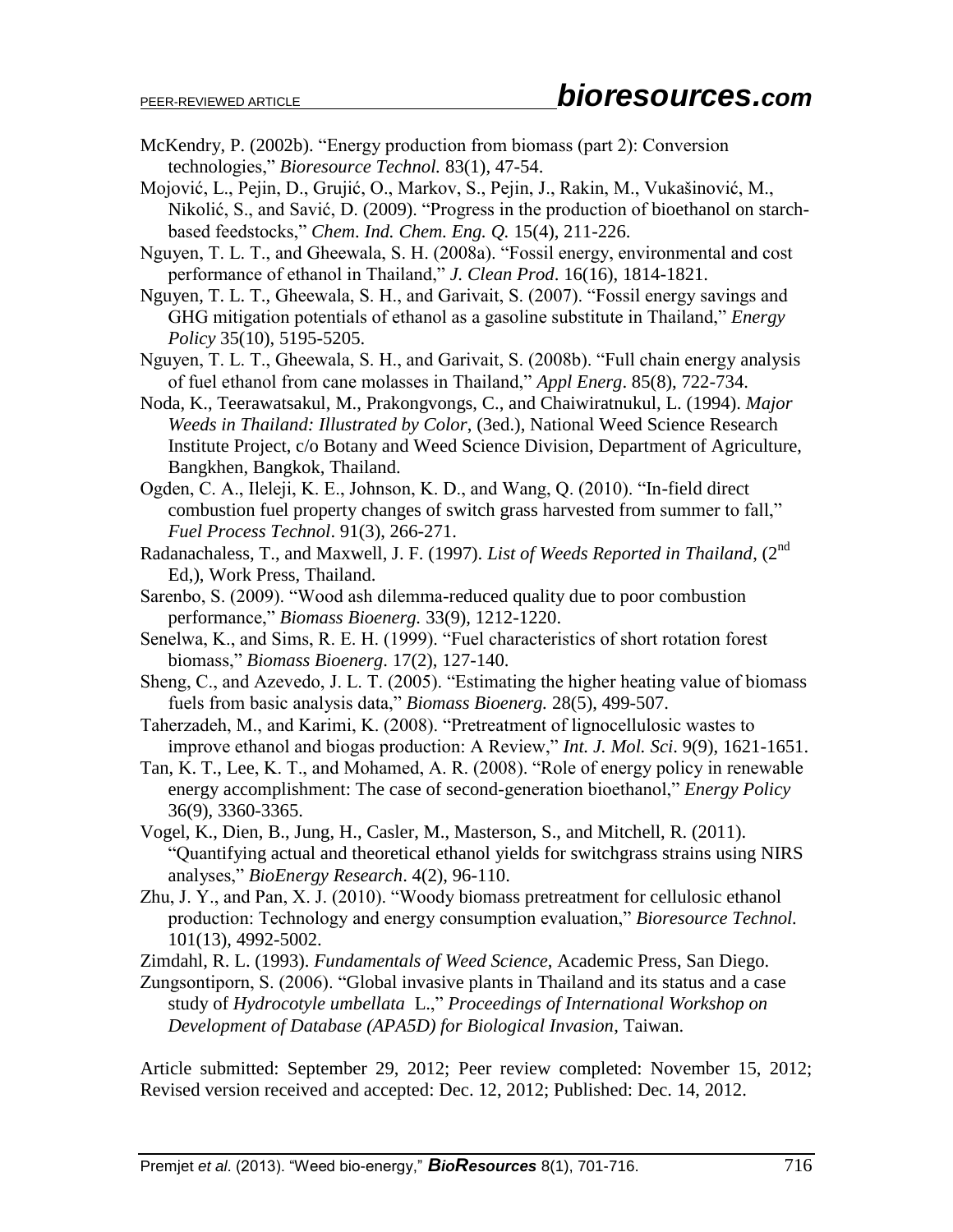McKendry, P. (2002b). "Energy production from biomass (part 2): Conversion technologies," *Bioresource Technol.* 83(1), 47-54.

Mojović, L., Pejin, D., Grujić, O., Markov, S., Pejin, J., Rakin, M., Vukašinović, M., Nikolić, S., and Savić, D. (2009). "Progress in the production of bioethanol on starch-based feedstocks," *Chem. Ind. Chem. Eng. Q.* 15(4), 211-226.

Nguyen, T. L. T., and Gheewala, S. H. (2008a). "Fossil energy, environmental and cost performance of ethanol in Thailand," *J. Clean Prod*. 16(16), 1814-1821.

Nguyen, T. L. T., Gheewala, S. H., and Garivait, S. (2007). "Fossil energy savings and GHG mitigation potentials of ethanol as a gasoline substitute in Thailand," *Energy Policy* 35(10), 5195-5205.

Nguyen, T. L. T., Gheewala, S. H., and Garivait, S. (2008b). "Full chain energy analysis of fuel ethanol from cane molasses in Thailand," *Appl Energ*. 85(8), 722-734.

Noda, K., Teerawatsakul, M., Prakongvongs, C., and Chaiwiratnukul, L. (1994). *Major Weeds in Thailand: Illustrated by Color*, (3ed.), National Weed Science Research Institute Project, c/o Botany and Weed Science Division, Department of Agriculture, Bangkhen, Bangkok, Thailand.

Ogden, C. A., Ileleji, K. E., Johnson, K. D., and Wang, Q. (2010). "In-field direct combustion fuel property changes of switch grass harvested from summer to fall," *Fuel Process Technol*. 91(3), 266-271.

Radanachaless, T., and Maxwell, J. F. (1997). *List of Weeds Reported in Thailand*, (2nd Ed,), Work Press, Thailand.

Sarenbo, S. (2009). "Wood ash dilemma-reduced quality due to poor combustion performance," *Biomass Bioenerg.* 33(9), 1212-1220.

Senelwa, K., and Sims, R. E. H. (1999). "Fuel characteristics of short rotation forest biomass," *Biomass Bioenerg*. 17(2), 127-140.

Sheng, C., and Azevedo, J. L. T. (2005). "Estimating the higher heating value of biomass fuels from basic analysis data," *Biomass Bioenerg.* 28(5), 499-507.

Taherzadeh, M., and Karimi, K. (2008). "Pretreatment of lignocellulosic wastes to improve ethanol and biogas production: A Review," *Int. J. Mol. Sci*. 9(9), 1621-1651.

Tan, K. T., Lee, K. T., and Mohamed, A. R. (2008). "Role of energy policy in renewable energy accomplishment: The case of second-generation bioethanol," *Energy Policy* 36(9), 3360-3365.

Vogel, K., Dien, B., Jung, H., Casler, M., Masterson, S., and Mitchell, R. (2011). "Quantifying actual and theoretical ethanol yields for switchgrass strains using NIRS analyses," *BioEnergy Research*. 4(2), 96-110.

Zhu, J. Y., and Pan, X. J. (2010). "Woody biomass pretreatment for cellulosic ethanol production: Technology and energy consumption evaluation," *Bioresource Technol.* 101(13), 4992-5002.

Zimdahl, R. L. (1993). *Fundamentals of Weed Science*, Academic Press, San Diego.

Zungsontiporn, S. (2006). "Global invasive plants in Thailand and its status and a case study of *Hydrocotyle umbellata* L.," *Proceedings of International Workshop on Development of Database (APA5D) for Biological Invasion*, Taiwan.

Article submitted: September 29, 2012; Peer review completed: November 15, 2012; Revised version received and accepted: Dec. 12, 2012; Published: Dec. 14, 2012.